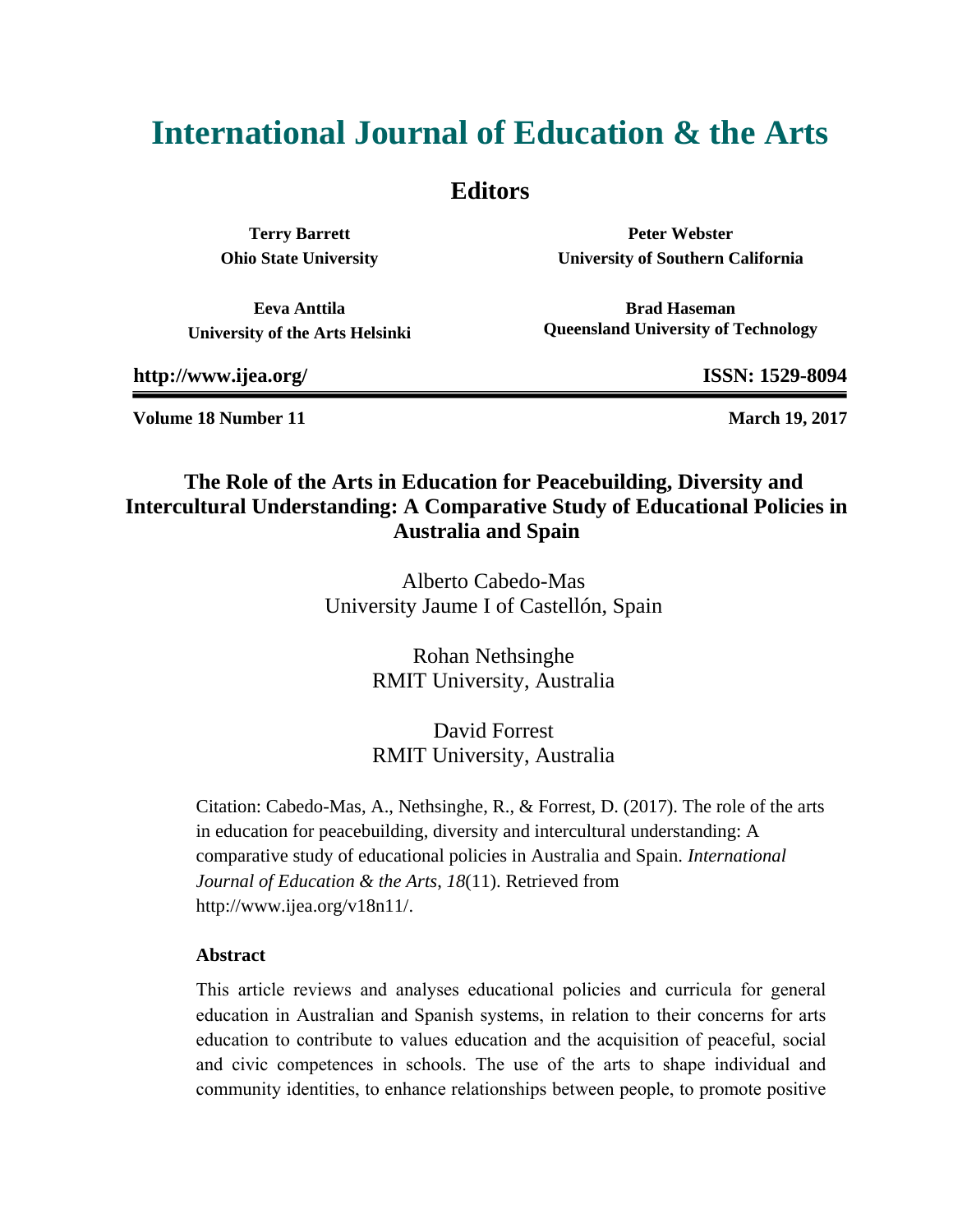# International Journal of Education & the Arts

## Editors

**Terry Barrett**
**Ohio State University**

**Peter Webster**
**University of Southern California**

**Eeva Anttila**
**University of the Arts Helsinki**

**Brad Haseman**
**Queensland University of Technology**

**http://www.ijea.org/** **ISSN: 1529-8094**

**Volume 18 Number 11** **March 19, 2017**

## The Role of the Arts in Education for Peacebuilding, Diversity and Intercultural Understanding: A Comparative Study of Educational Policies in Australia and Spain

Alberto Cabedo-Mas
University Jaume I of Castellón, Spain

Rohan Nethsinghe
RMIT University, Australia

David Forrest
RMIT University, Australia

Citation: Cabedo-Mas, A., Nethsinghe, R., & Forrest, D. (2017). The role of the arts in education for peacebuilding, diversity and intercultural understanding: A comparative study of educational policies in Australia and Spain. *International Journal of Education & the Arts, 18*(11). Retrieved from http://www.ijea.org/v18n11/.

### Abstract

This article reviews and analyses educational policies and curricula for general education in Australian and Spanish systems, in relation to their concerns for arts education to contribute to values education and the acquisition of peaceful, social and civic competences in schools. The use of the arts to shape individual and community identities, to enhance relationships between people, to promote positive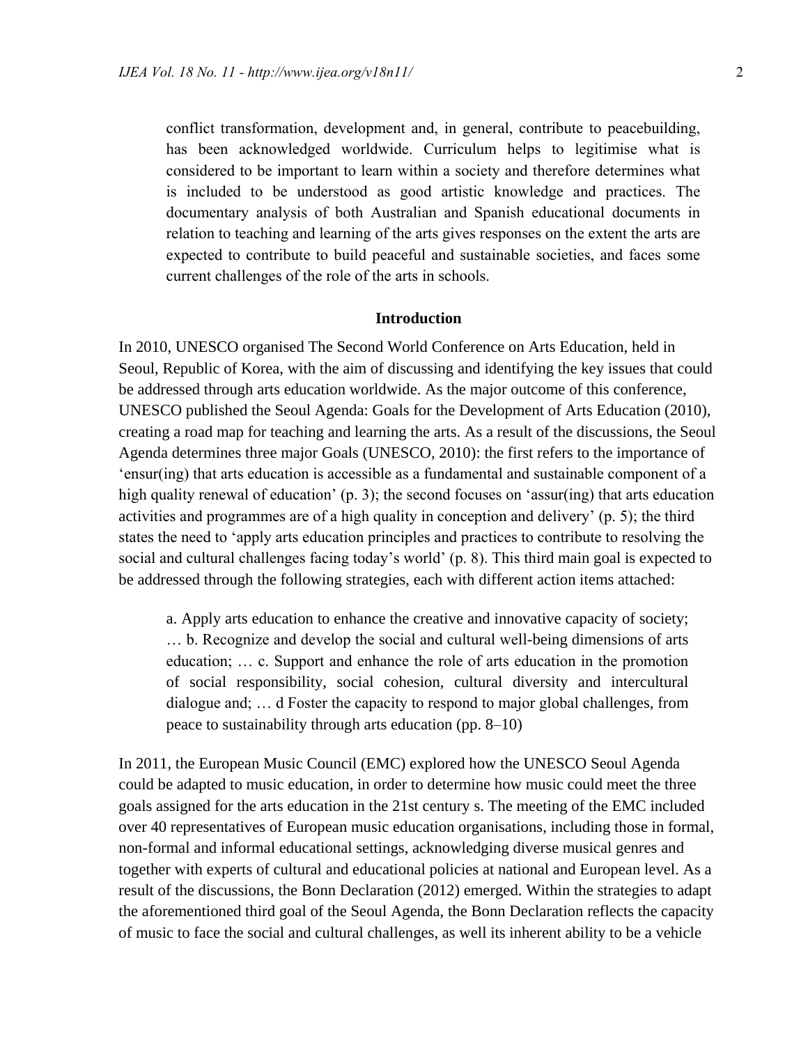conflict transformation, development and, in general, contribute to peacebuilding, has been acknowledged worldwide. Curriculum helps to legitimise what is considered to be important to learn within a society and therefore determines what is included to be understood as good artistic knowledge and practices. The documentary analysis of both Australian and Spanish educational documents in relation to teaching and learning of the arts gives responses on the extent the arts are expected to contribute to build peaceful and sustainable societies, and faces some current challenges of the role of the arts in schools.

## Introduction

In 2010, UNESCO organised The Second World Conference on Arts Education, held in Seoul, Republic of Korea, with the aim of discussing and identifying the key issues that could be addressed through arts education worldwide. As the major outcome of this conference, UNESCO published the Seoul Agenda: Goals for the Development of Arts Education (2010), creating a road map for teaching and learning the arts. As a result of the discussions, the Seoul Agenda determines three major Goals (UNESCO, 2010): the first refers to the importance of 'ensur(ing) that arts education is accessible as a fundamental and sustainable component of a high quality renewal of education' (p. 3); the second focuses on 'assur(ing) that arts education activities and programmes are of a high quality in conception and delivery' (p. 5); the third states the need to 'apply arts education principles and practices to contribute to resolving the social and cultural challenges facing today's world' (p. 8). This third main goal is expected to be addressed through the following strategies, each with different action items attached:

> a. Apply arts education to enhance the creative and innovative capacity of society; … b. Recognize and develop the social and cultural well-being dimensions of arts education; … c. Support and enhance the role of arts education in the promotion of social responsibility, social cohesion, cultural diversity and intercultural dialogue and; … d Foster the capacity to respond to major global challenges, from peace to sustainability through arts education (pp. 8–10)

In 2011, the European Music Council (EMC) explored how the UNESCO Seoul Agenda could be adapted to music education, in order to determine how music could meet the three goals assigned for the arts education in the 21st century s. The meeting of the EMC included over 40 representatives of European music education organisations, including those in formal, non-formal and informal educational settings, acknowledging diverse musical genres and together with experts of cultural and educational policies at national and European level. As a result of the discussions, the Bonn Declaration (2012) emerged. Within the strategies to adapt the aforementioned third goal of the Seoul Agenda, the Bonn Declaration reflects the capacity of music to face the social and cultural challenges, as well its inherent ability to be a vehicle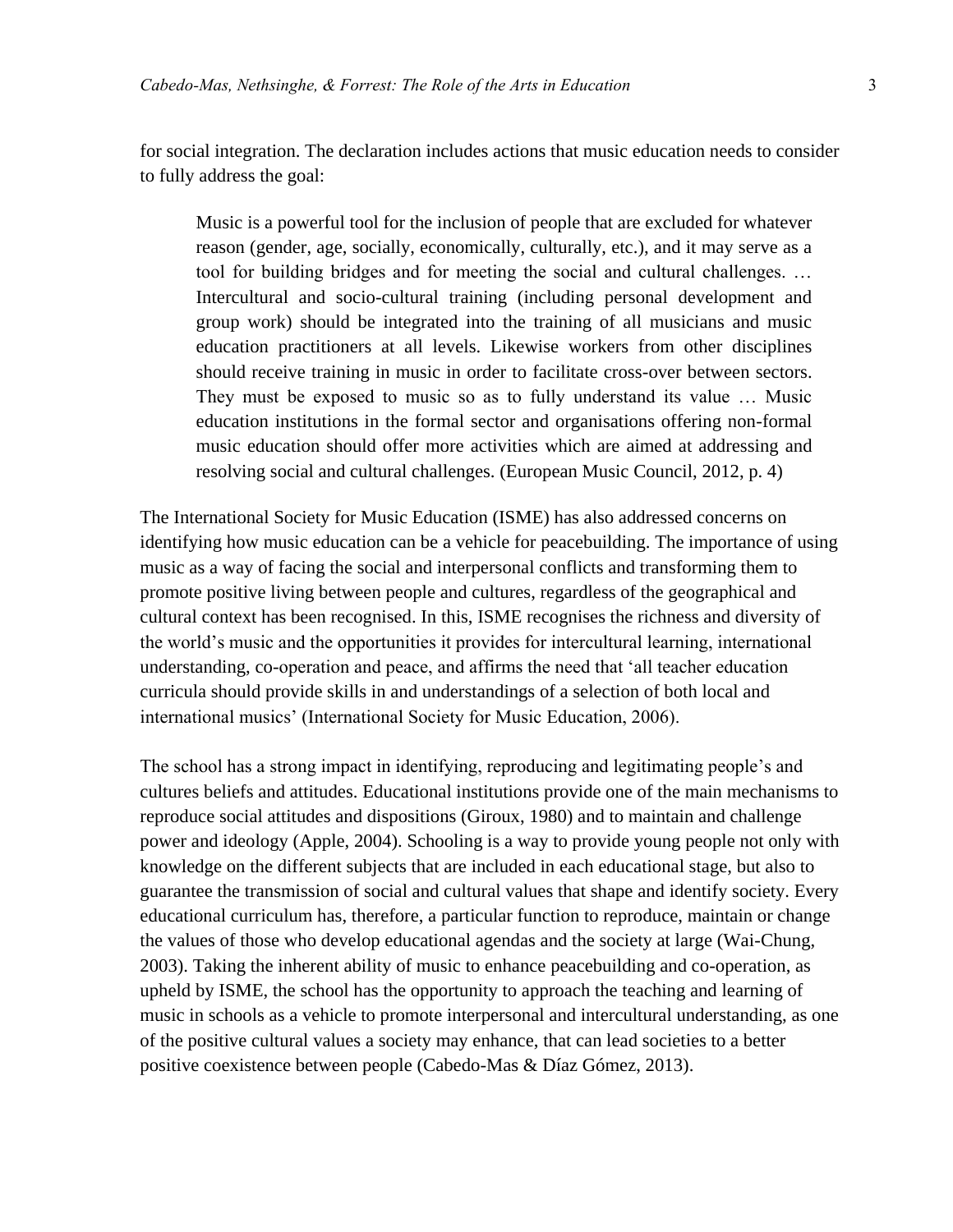for social integration. The declaration includes actions that music education needs to consider to fully address the goal:

> Music is a powerful tool for the inclusion of people that are excluded for whatever reason (gender, age, socially, economically, culturally, etc.), and it may serve as a tool for building bridges and for meeting the social and cultural challenges. … Intercultural and socio-cultural training (including personal development and group work) should be integrated into the training of all musicians and music education practitioners at all levels. Likewise workers from other disciplines should receive training in music in order to facilitate cross-over between sectors. They must be exposed to music so as to fully understand its value … Music education institutions in the formal sector and organisations offering non-formal music education should offer more activities which are aimed at addressing and resolving social and cultural challenges. (European Music Council, 2012, p. 4)

The International Society for Music Education (ISME) has also addressed concerns on identifying how music education can be a vehicle for peacebuilding. The importance of using music as a way of facing the social and interpersonal conflicts and transforming them to promote positive living between people and cultures, regardless of the geographical and cultural context has been recognised. In this, ISME recognises the richness and diversity of the world's music and the opportunities it provides for intercultural learning, international understanding, co-operation and peace, and affirms the need that 'all teacher education curricula should provide skills in and understandings of a selection of both local and international musics' (International Society for Music Education, 2006).

The school has a strong impact in identifying, reproducing and legitimating people's and cultures beliefs and attitudes. Educational institutions provide one of the main mechanisms to reproduce social attitudes and dispositions (Giroux, 1980) and to maintain and challenge power and ideology (Apple, 2004). Schooling is a way to provide young people not only with knowledge on the different subjects that are included in each educational stage, but also to guarantee the transmission of social and cultural values that shape and identify society. Every educational curriculum has, therefore, a particular function to reproduce, maintain or change the values of those who develop educational agendas and the society at large (Wai-Chung, 2003). Taking the inherent ability of music to enhance peacebuilding and co-operation, as upheld by ISME, the school has the opportunity to approach the teaching and learning of music in schools as a vehicle to promote interpersonal and intercultural understanding, as one of the positive cultural values a society may enhance, that can lead societies to a better positive coexistence between people (Cabedo-Mas & Díaz Gómez, 2013).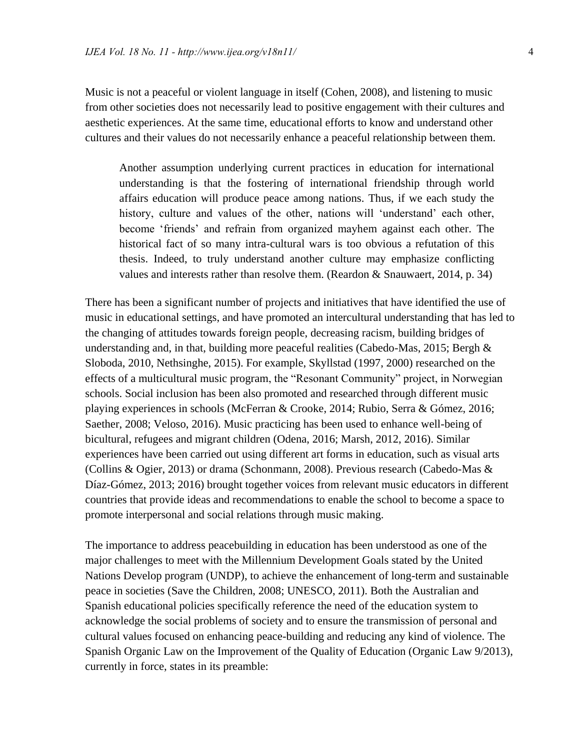Music is not a peaceful or violent language in itself (Cohen, 2008), and listening to music from other societies does not necessarily lead to positive engagement with their cultures and aesthetic experiences. At the same time, educational efforts to know and understand other cultures and their values do not necessarily enhance a peaceful relationship between them.

> Another assumption underlying current practices in education for international understanding is that the fostering of international friendship through world affairs education will produce peace among nations. Thus, if we each study the history, culture and values of the other, nations will 'understand' each other, become 'friends' and refrain from organized mayhem against each other. The historical fact of so many intra-cultural wars is too obvious a refutation of this thesis. Indeed, to truly understand another culture may emphasize conflicting values and interests rather than resolve them. (Reardon & Snauwaert, 2014, p. 34)

There has been a significant number of projects and initiatives that have identified the use of music in educational settings, and have promoted an intercultural understanding that has led to the changing of attitudes towards foreign people, decreasing racism, building bridges of understanding and, in that, building more peaceful realities (Cabedo-Mas, 2015; Bergh & Sloboda, 2010, Nethsinghe, 2015). For example, Skyllstad (1997, 2000) researched on the effects of a multicultural music program, the "Resonant Community" project, in Norwegian schools. Social inclusion has been also promoted and researched through different music playing experiences in schools (McFerran & Crooke, 2014; Rubio, Serra & Gómez, 2016; Saether, 2008; Veloso, 2016). Music practicing has been used to enhance well-being of bicultural, refugees and migrant children (Odena, 2016; Marsh, 2012, 2016). Similar experiences have been carried out using different art forms in education, such as visual arts (Collins & Ogier, 2013) or drama (Schonmann, 2008). Previous research (Cabedo-Mas & Díaz-Gómez, 2013; 2016) brought together voices from relevant music educators in different countries that provide ideas and recommendations to enable the school to become a space to promote interpersonal and social relations through music making.

The importance to address peacebuilding in education has been understood as one of the major challenges to meet with the Millennium Development Goals stated by the United Nations Develop program (UNDP), to achieve the enhancement of long-term and sustainable peace in societies (Save the Children, 2008; UNESCO, 2011). Both the Australian and Spanish educational policies specifically reference the need of the education system to acknowledge the social problems of society and to ensure the transmission of personal and cultural values focused on enhancing peace-building and reducing any kind of violence. The Spanish Organic Law on the Improvement of the Quality of Education (Organic Law 9/2013), currently in force, states in its preamble: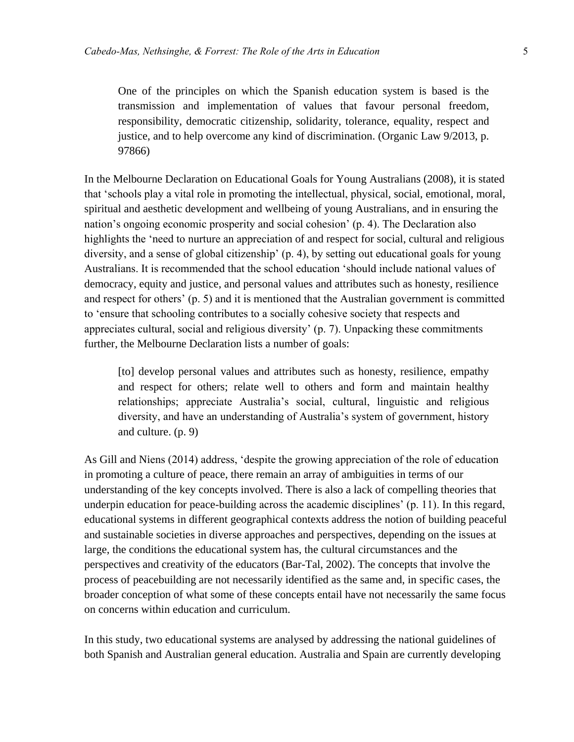> One of the principles on which the Spanish education system is based is the transmission and implementation of values that favour personal freedom, responsibility, democratic citizenship, solidarity, tolerance, equality, respect and justice, and to help overcome any kind of discrimination. (Organic Law 9/2013, p. 97866)

In the Melbourne Declaration on Educational Goals for Young Australians (2008), it is stated that 'schools play a vital role in promoting the intellectual, physical, social, emotional, moral, spiritual and aesthetic development and wellbeing of young Australians, and in ensuring the nation's ongoing economic prosperity and social cohesion' (p. 4). The Declaration also highlights the 'need to nurture an appreciation of and respect for social, cultural and religious diversity, and a sense of global citizenship' (p. 4), by setting out educational goals for young Australians. It is recommended that the school education 'should include national values of democracy, equity and justice, and personal values and attributes such as honesty, resilience and respect for others' (p. 5) and it is mentioned that the Australian government is committed to 'ensure that schooling contributes to a socially cohesive society that respects and appreciates cultural, social and religious diversity' (p. 7). Unpacking these commitments further, the Melbourne Declaration lists a number of goals:

> [to] develop personal values and attributes such as honesty, resilience, empathy and respect for others; relate well to others and form and maintain healthy relationships; appreciate Australia's social, cultural, linguistic and religious diversity, and have an understanding of Australia's system of government, history and culture. (p. 9)

As Gill and Niens (2014) address, 'despite the growing appreciation of the role of education in promoting a culture of peace, there remain an array of ambiguities in terms of our understanding of the key concepts involved. There is also a lack of compelling theories that underpin education for peace-building across the academic disciplines' (p. 11). In this regard, educational systems in different geographical contexts address the notion of building peaceful and sustainable societies in diverse approaches and perspectives, depending on the issues at large, the conditions the educational system has, the cultural circumstances and the perspectives and creativity of the educators (Bar-Tal, 2002). The concepts that involve the process of peacebuilding are not necessarily identified as the same and, in specific cases, the broader conception of what some of these concepts entail have not necessarily the same focus on concerns within education and curriculum.

In this study, two educational systems are analysed by addressing the national guidelines of both Spanish and Australian general education. Australia and Spain are currently developing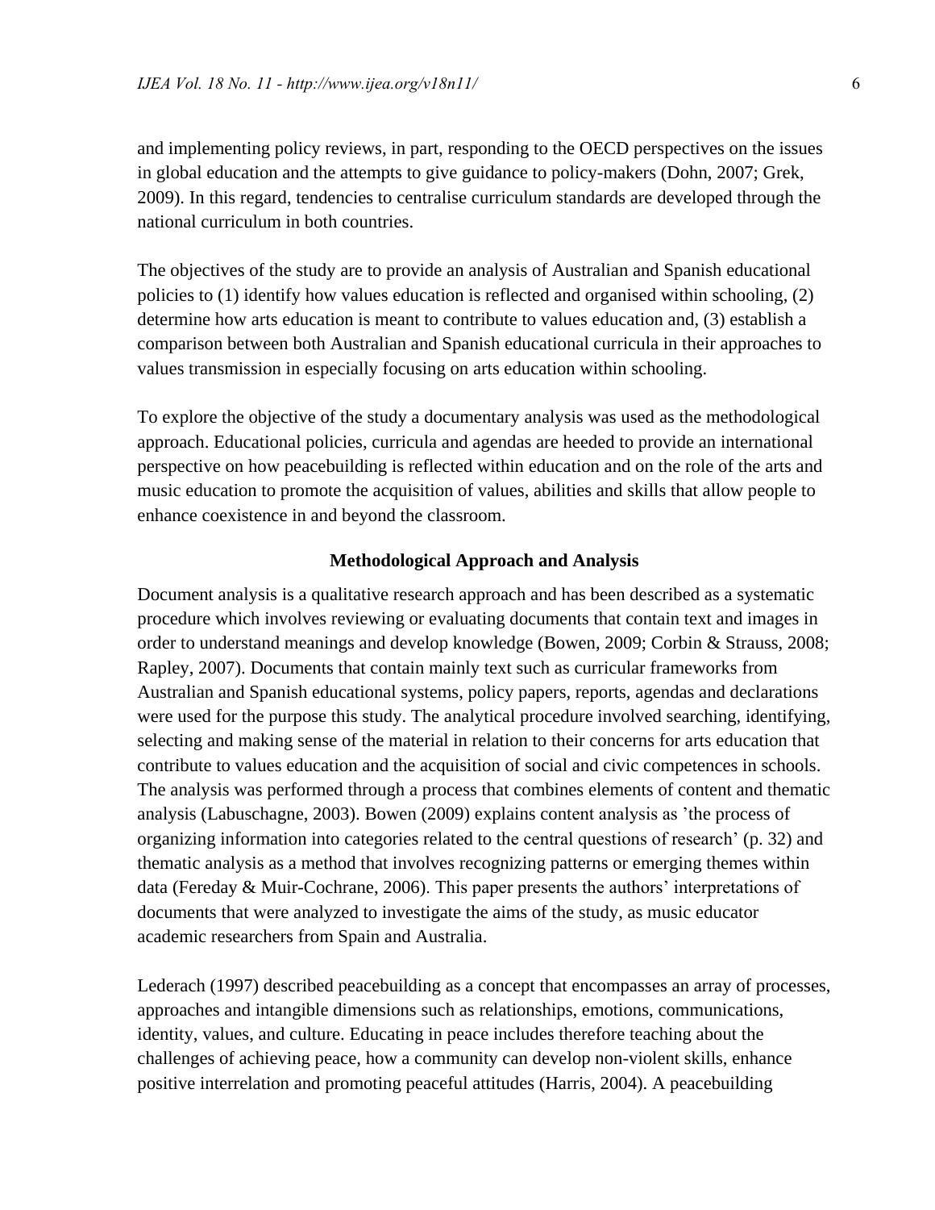and implementing policy reviews, in part, responding to the OECD perspectives on the issues in global education and the attempts to give guidance to policy-makers (Dohn, 2007; Grek, 2009). In this regard, tendencies to centralise curriculum standards are developed through the national curriculum in both countries.

The objectives of the study are to provide an analysis of Australian and Spanish educational policies to (1) identify how values education is reflected and organised within schooling, (2) determine how arts education is meant to contribute to values education and, (3) establish a comparison between both Australian and Spanish educational curricula in their approaches to values transmission in especially focusing on arts education within schooling.

To explore the objective of the study a documentary analysis was used as the methodological approach. Educational policies, curricula and agendas are heeded to provide an international perspective on how peacebuilding is reflected within education and on the role of the arts and music education to promote the acquisition of values, abilities and skills that allow people to enhance coexistence in and beyond the classroom.

## Methodological Approach and Analysis

Document analysis is a qualitative research approach and has been described as a systematic procedure which involves reviewing or evaluating documents that contain text and images in order to understand meanings and develop knowledge (Bowen, 2009; Corbin & Strauss, 2008; Rapley, 2007). Documents that contain mainly text such as curricular frameworks from Australian and Spanish educational systems, policy papers, reports, agendas and declarations were used for the purpose this study. The analytical procedure involved searching, identifying, selecting and making sense of the material in relation to their concerns for arts education that contribute to values education and the acquisition of social and civic competences in schools. The analysis was performed through a process that combines elements of content and thematic analysis (Labuschagne, 2003). Bowen (2009) explains content analysis as 'the process of organizing information into categories related to the central questions of research' (p. 32) and thematic analysis as a method that involves recognizing patterns or emerging themes within data (Fereday & Muir-Cochrane, 2006). This paper presents the authors' interpretations of documents that were analyzed to investigate the aims of the study, as music educator academic researchers from Spain and Australia.

Lederach (1997) described peacebuilding as a concept that encompasses an array of processes, approaches and intangible dimensions such as relationships, emotions, communications, identity, values, and culture. Educating in peace includes therefore teaching about the challenges of achieving peace, how a community can develop non-violent skills, enhance positive interrelation and promoting peaceful attitudes (Harris, 2004). A peacebuilding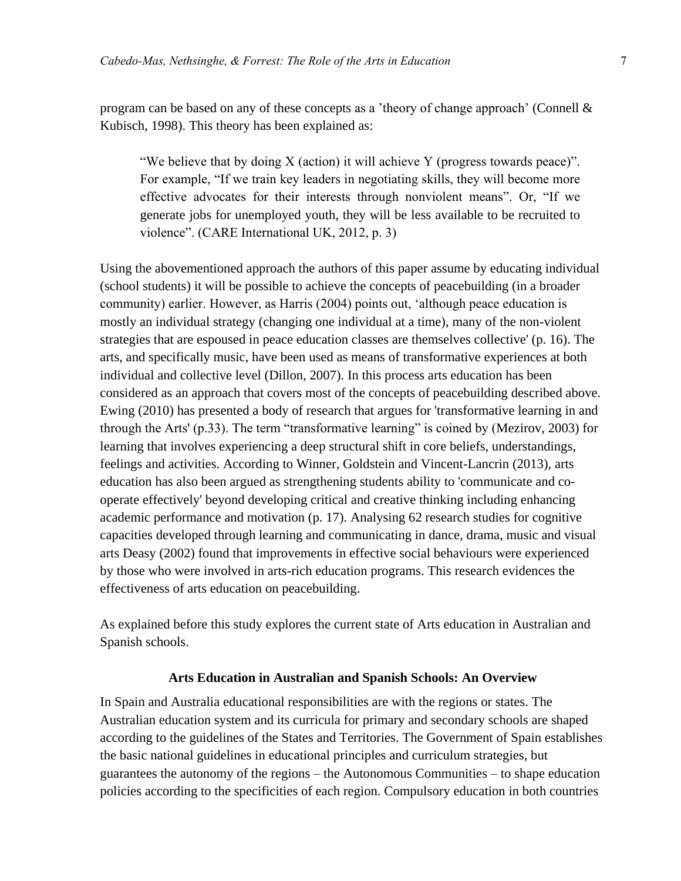program can be based on any of these concepts as a 'theory of change approach' (Connell & Kubisch, 1998). This theory has been explained as:

> "We believe that by doing X (action) it will achieve Y (progress towards peace)". For example, "If we train key leaders in negotiating skills, they will become more effective advocates for their interests through nonviolent means". Or, "If we generate jobs for unemployed youth, they will be less available to be recruited to violence". (CARE International UK, 2012, p. 3)

Using the abovementioned approach the authors of this paper assume by educating individual (school students) it will be possible to achieve the concepts of peacebuilding (in a broader community) earlier. However, as Harris (2004) points out, 'although peace education is mostly an individual strategy (changing one individual at a time), many of the non-violent strategies that are espoused in peace education classes are themselves collective' (p. 16). The arts, and specifically music, have been used as means of transformative experiences at both individual and collective level (Dillon, 2007). In this process arts education has been considered as an approach that covers most of the concepts of peacebuilding described above. Ewing (2010) has presented a body of research that argues for 'transformative learning in and through the Arts' (p.33). The term "transformative learning" is coined by (Mezirov, 2003) for learning that involves experiencing a deep structural shift in core beliefs, understandings, feelings and activities. According to Winner, Goldstein and Vincent-Lancrin (2013), arts education has also been argued as strengthening students ability to 'communicate and co-operate effectively' beyond developing critical and creative thinking including enhancing academic performance and motivation (p. 17). Analysing 62 research studies for cognitive capacities developed through learning and communicating in dance, drama, music and visual arts Deasy (2002) found that improvements in effective social behaviours were experienced by those who were involved in arts-rich education programs. This research evidences the effectiveness of arts education on peacebuilding.

As explained before this study explores the current state of Arts education in Australian and Spanish schools.

## Arts Education in Australian and Spanish Schools: An Overview

In Spain and Australia educational responsibilities are with the regions or states. The Australian education system and its curricula for primary and secondary schools are shaped according to the guidelines of the States and Territories. The Government of Spain establishes the basic national guidelines in educational principles and curriculum strategies, but guarantees the autonomy of the regions – the Autonomous Communities – to shape education policies according to the specificities of each region. Compulsory education in both countries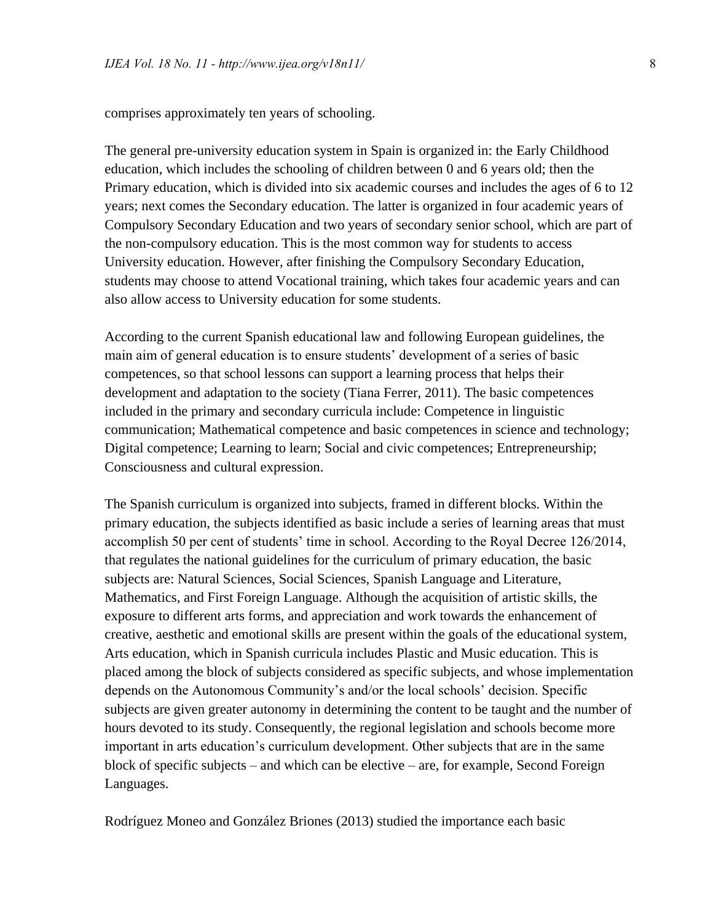comprises approximately ten years of schooling.

The general pre-university education system in Spain is organized in: the Early Childhood education, which includes the schooling of children between 0 and 6 years old; then the Primary education, which is divided into six academic courses and includes the ages of 6 to 12 years; next comes the Secondary education. The latter is organized in four academic years of Compulsory Secondary Education and two years of secondary senior school, which are part of the non-compulsory education. This is the most common way for students to access University education. However, after finishing the Compulsory Secondary Education, students may choose to attend Vocational training, which takes four academic years and can also allow access to University education for some students.

According to the current Spanish educational law and following European guidelines, the main aim of general education is to ensure students' development of a series of basic competences, so that school lessons can support a learning process that helps their development and adaptation to the society (Tiana Ferrer, 2011). The basic competences included in the primary and secondary curricula include: Competence in linguistic communication; Mathematical competence and basic competences in science and technology; Digital competence; Learning to learn; Social and civic competences; Entrepreneurship; Consciousness and cultural expression.

The Spanish curriculum is organized into subjects, framed in different blocks. Within the primary education, the subjects identified as basic include a series of learning areas that must accomplish 50 per cent of students' time in school. According to the Royal Decree 126/2014, that regulates the national guidelines for the curriculum of primary education, the basic subjects are: Natural Sciences, Social Sciences, Spanish Language and Literature, Mathematics, and First Foreign Language. Although the acquisition of artistic skills, the exposure to different arts forms, and appreciation and work towards the enhancement of creative, aesthetic and emotional skills are present within the goals of the educational system, Arts education, which in Spanish curricula includes Plastic and Music education. This is placed among the block of subjects considered as specific subjects, and whose implementation depends on the Autonomous Community's and/or the local schools' decision. Specific subjects are given greater autonomy in determining the content to be taught and the number of hours devoted to its study. Consequently, the regional legislation and schools become more important in arts education's curriculum development. Other subjects that are in the same block of specific subjects – and which can be elective – are, for example, Second Foreign Languages.

Rodríguez Moneo and González Briones (2013) studied the importance each basic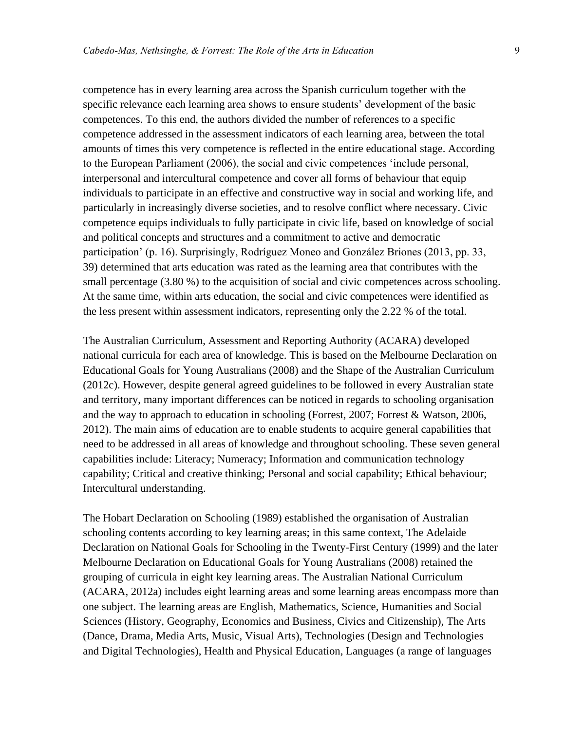competence has in every learning area across the Spanish curriculum together with the specific relevance each learning area shows to ensure students' development of the basic competences. To this end, the authors divided the number of references to a specific competence addressed in the assessment indicators of each learning area, between the total amounts of times this very competence is reflected in the entire educational stage. According to the European Parliament (2006), the social and civic competences 'include personal, interpersonal and intercultural competence and cover all forms of behaviour that equip individuals to participate in an effective and constructive way in social and working life, and particularly in increasingly diverse societies, and to resolve conflict where necessary. Civic competence equips individuals to fully participate in civic life, based on knowledge of social and political concepts and structures and a commitment to active and democratic participation' (p. 16). Surprisingly, Rodríguez Moneo and González Briones (2013, pp. 33, 39) determined that arts education was rated as the learning area that contributes with the small percentage (3.80 %) to the acquisition of social and civic competences across schooling. At the same time, within arts education, the social and civic competences were identified as the less present within assessment indicators, representing only the 2.22 % of the total.

The Australian Curriculum, Assessment and Reporting Authority (ACARA) developed national curricula for each area of knowledge. This is based on the Melbourne Declaration on Educational Goals for Young Australians (2008) and the Shape of the Australian Curriculum (2012c). However, despite general agreed guidelines to be followed in every Australian state and territory, many important differences can be noticed in regards to schooling organisation and the way to approach to education in schooling (Forrest, 2007; Forrest & Watson, 2006, 2012). The main aims of education are to enable students to acquire general capabilities that need to be addressed in all areas of knowledge and throughout schooling. These seven general capabilities include: Literacy; Numeracy; Information and communication technology capability; Critical and creative thinking; Personal and social capability; Ethical behaviour; Intercultural understanding.

The Hobart Declaration on Schooling (1989) established the organisation of Australian schooling contents according to key learning areas; in this same context, The Adelaide Declaration on National Goals for Schooling in the Twenty-First Century (1999) and the later Melbourne Declaration on Educational Goals for Young Australians (2008) retained the grouping of curricula in eight key learning areas. The Australian National Curriculum (ACARA, 2012a) includes eight learning areas and some learning areas encompass more than one subject. The learning areas are English, Mathematics, Science, Humanities and Social Sciences (History, Geography, Economics and Business, Civics and Citizenship), The Arts (Dance, Drama, Media Arts, Music, Visual Arts), Technologies (Design and Technologies and Digital Technologies), Health and Physical Education, Languages (a range of languages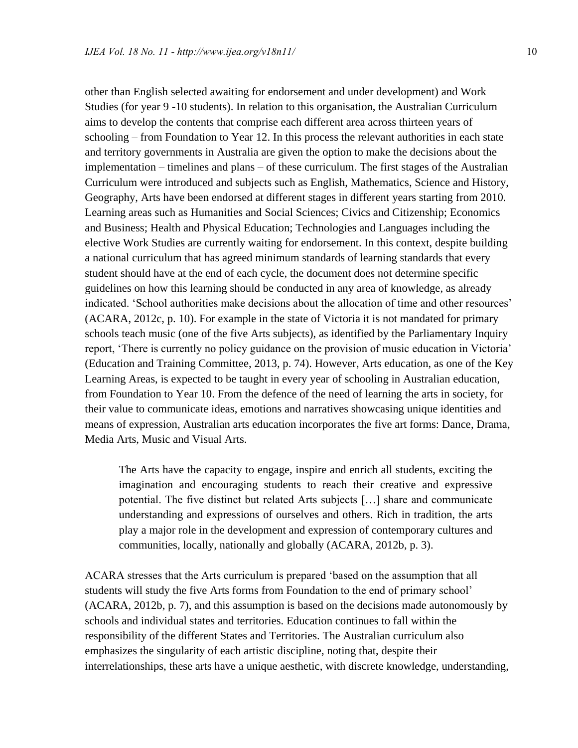other than English selected awaiting for endorsement and under development) and Work Studies (for year 9 -10 students). In relation to this organisation, the Australian Curriculum aims to develop the contents that comprise each different area across thirteen years of schooling – from Foundation to Year 12. In this process the relevant authorities in each state and territory governments in Australia are given the option to make the decisions about the implementation – timelines and plans – of these curriculum. The first stages of the Australian Curriculum were introduced and subjects such as English, Mathematics, Science and History, Geography, Arts have been endorsed at different stages in different years starting from 2010. Learning areas such as Humanities and Social Sciences; Civics and Citizenship; Economics and Business; Health and Physical Education; Technologies and Languages including the elective Work Studies are currently waiting for endorsement. In this context, despite building a national curriculum that has agreed minimum standards of learning standards that every student should have at the end of each cycle, the document does not determine specific guidelines on how this learning should be conducted in any area of knowledge, as already indicated. 'School authorities make decisions about the allocation of time and other resources' (ACARA, 2012c, p. 10). For example in the state of Victoria it is not mandated for primary schools teach music (one of the five Arts subjects), as identified by the Parliamentary Inquiry report, 'There is currently no policy guidance on the provision of music education in Victoria' (Education and Training Committee, 2013, p. 74). However, Arts education, as one of the Key Learning Areas, is expected to be taught in every year of schooling in Australian education, from Foundation to Year 10. From the defence of the need of learning the arts in society, for their value to communicate ideas, emotions and narratives showcasing unique identities and means of expression, Australian arts education incorporates the five art forms: Dance, Drama, Media Arts, Music and Visual Arts.

> The Arts have the capacity to engage, inspire and enrich all students, exciting the imagination and encouraging students to reach their creative and expressive potential. The five distinct but related Arts subjects […] share and communicate understanding and expressions of ourselves and others. Rich in tradition, the arts play a major role in the development and expression of contemporary cultures and communities, locally, nationally and globally (ACARA, 2012b, p. 3).

ACARA stresses that the Arts curriculum is prepared 'based on the assumption that all students will study the five Arts forms from Foundation to the end of primary school' (ACARA, 2012b, p. 7), and this assumption is based on the decisions made autonomously by schools and individual states and territories. Education continues to fall within the responsibility of the different States and Territories. The Australian curriculum also emphasizes the singularity of each artistic discipline, noting that, despite their interrelationships, these arts have a unique aesthetic, with discrete knowledge, understanding,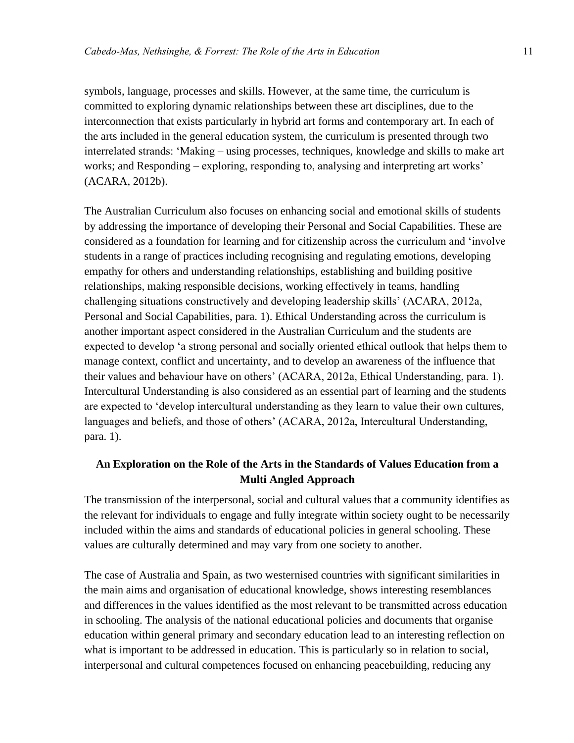symbols, language, processes and skills. However, at the same time, the curriculum is committed to exploring dynamic relationships between these art disciplines, due to the interconnection that exists particularly in hybrid art forms and contemporary art. In each of the arts included in the general education system, the curriculum is presented through two interrelated strands: 'Making – using processes, techniques, knowledge and skills to make art works; and Responding – exploring, responding to, analysing and interpreting art works' (ACARA, 2012b).

The Australian Curriculum also focuses on enhancing social and emotional skills of students by addressing the importance of developing their Personal and Social Capabilities. These are considered as a foundation for learning and for citizenship across the curriculum and 'involve students in a range of practices including recognising and regulating emotions, developing empathy for others and understanding relationships, establishing and building positive relationships, making responsible decisions, working effectively in teams, handling challenging situations constructively and developing leadership skills' (ACARA, 2012a, Personal and Social Capabilities, para. 1). Ethical Understanding across the curriculum is another important aspect considered in the Australian Curriculum and the students are expected to develop 'a strong personal and socially oriented ethical outlook that helps them to manage context, conflict and uncertainty, and to develop an awareness of the influence that their values and behaviour have on others' (ACARA, 2012a, Ethical Understanding, para. 1). Intercultural Understanding is also considered as an essential part of learning and the students are expected to 'develop intercultural understanding as they learn to value their own cultures, languages and beliefs, and those of others' (ACARA, 2012a, Intercultural Understanding, para. 1).

## An Exploration on the Role of the Arts in the Standards of Values Education from a Multi Angled Approach

The transmission of the interpersonal, social and cultural values that a community identifies as the relevant for individuals to engage and fully integrate within society ought to be necessarily included within the aims and standards of educational policies in general schooling. These values are culturally determined and may vary from one society to another.

The case of Australia and Spain, as two westernised countries with significant similarities in the main aims and organisation of educational knowledge, shows interesting resemblances and differences in the values identified as the most relevant to be transmitted across education in schooling. The analysis of the national educational policies and documents that organise education within general primary and secondary education lead to an interesting reflection on what is important to be addressed in education. This is particularly so in relation to social, interpersonal and cultural competences focused on enhancing peacebuilding, reducing any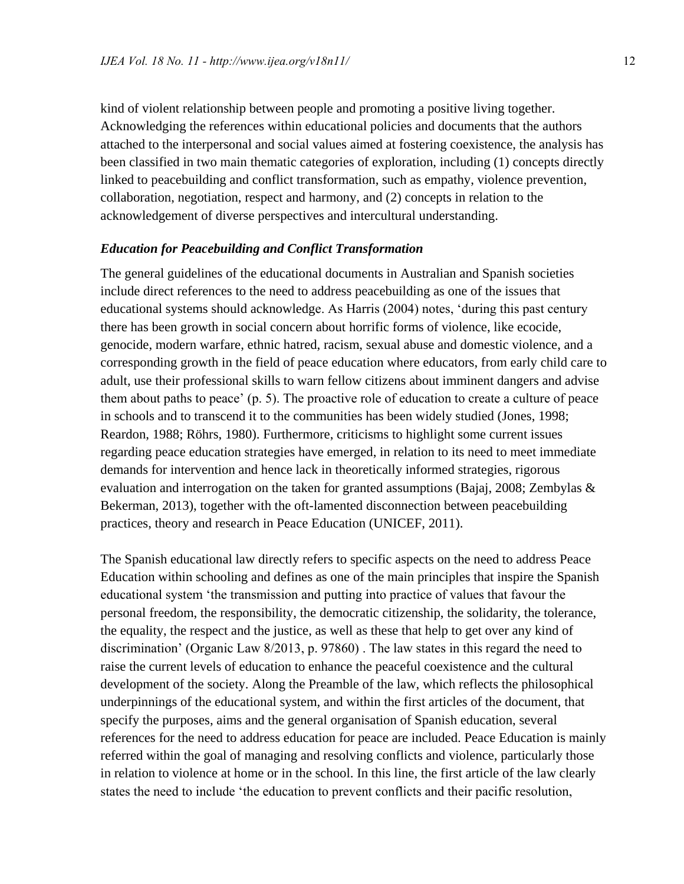kind of violent relationship between people and promoting a positive living together. Acknowledging the references within educational policies and documents that the authors attached to the interpersonal and social values aimed at fostering coexistence, the analysis has been classified in two main thematic categories of exploration, including (1) concepts directly linked to peacebuilding and conflict transformation, such as empathy, violence prevention, collaboration, negotiation, respect and harmony, and (2) concepts in relation to the acknowledgement of diverse perspectives and intercultural understanding.

### *Education for Peacebuilding and Conflict Transformation*

The general guidelines of the educational documents in Australian and Spanish societies include direct references to the need to address peacebuilding as one of the issues that educational systems should acknowledge. As Harris (2004) notes, 'during this past century there has been growth in social concern about horrific forms of violence, like ecocide, genocide, modern warfare, ethnic hatred, racism, sexual abuse and domestic violence, and a corresponding growth in the field of peace education where educators, from early child care to adult, use their professional skills to warn fellow citizens about imminent dangers and advise them about paths to peace' (p. 5). The proactive role of education to create a culture of peace in schools and to transcend it to the communities has been widely studied (Jones, 1998; Reardon, 1988; Röhrs, 1980). Furthermore, criticisms to highlight some current issues regarding peace education strategies have emerged, in relation to its need to meet immediate demands for intervention and hence lack in theoretically informed strategies, rigorous evaluation and interrogation on the taken for granted assumptions (Bajaj, 2008; Zembylas & Bekerman, 2013), together with the oft-lamented disconnection between peacebuilding practices, theory and research in Peace Education (UNICEF, 2011).

The Spanish educational law directly refers to specific aspects on the need to address Peace Education within schooling and defines as one of the main principles that inspire the Spanish educational system 'the transmission and putting into practice of values that favour the personal freedom, the responsibility, the democratic citizenship, the solidarity, the tolerance, the equality, the respect and the justice, as well as these that help to get over any kind of discrimination' (Organic Law 8/2013, p. 97860) . The law states in this regard the need to raise the current levels of education to enhance the peaceful coexistence and the cultural development of the society. Along the Preamble of the law, which reflects the philosophical underpinnings of the educational system, and within the first articles of the document, that specify the purposes, aims and the general organisation of Spanish education, several references for the need to address education for peace are included. Peace Education is mainly referred within the goal of managing and resolving conflicts and violence, particularly those in relation to violence at home or in the school. In this line, the first article of the law clearly states the need to include 'the education to prevent conflicts and their pacific resolution,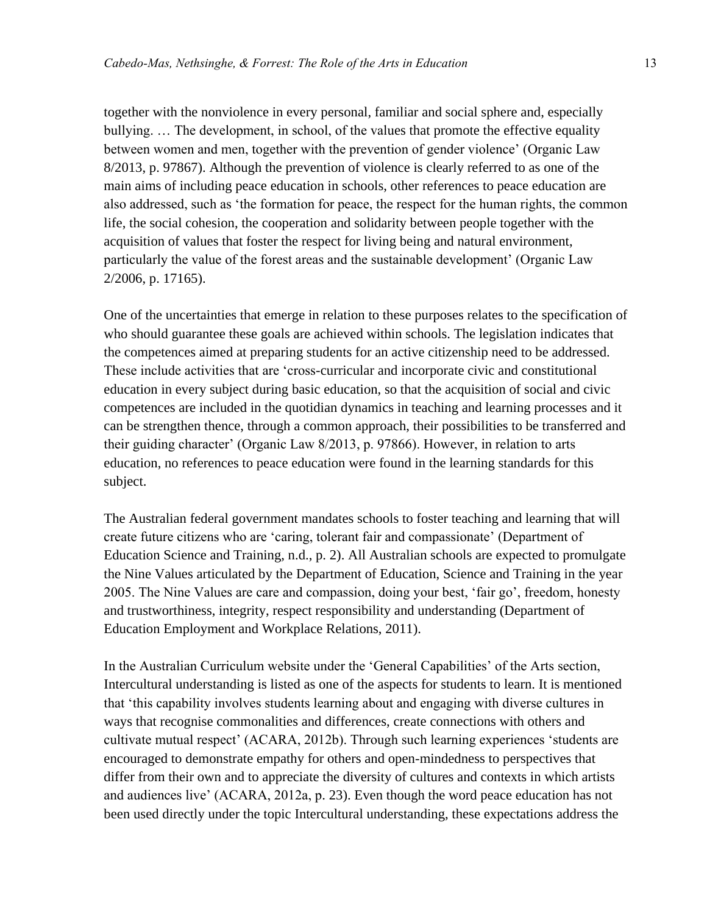together with the nonviolence in every personal, familiar and social sphere and, especially bullying. … The development, in school, of the values that promote the effective equality between women and men, together with the prevention of gender violence' (Organic Law 8/2013, p. 97867). Although the prevention of violence is clearly referred to as one of the main aims of including peace education in schools, other references to peace education are also addressed, such as 'the formation for peace, the respect for the human rights, the common life, the social cohesion, the cooperation and solidarity between people together with the acquisition of values that foster the respect for living being and natural environment, particularly the value of the forest areas and the sustainable development' (Organic Law 2/2006, p. 17165).

One of the uncertainties that emerge in relation to these purposes relates to the specification of who should guarantee these goals are achieved within schools. The legislation indicates that the competences aimed at preparing students for an active citizenship need to be addressed. These include activities that are 'cross-curricular and incorporate civic and constitutional education in every subject during basic education, so that the acquisition of social and civic competences are included in the quotidian dynamics in teaching and learning processes and it can be strengthen thence, through a common approach, their possibilities to be transferred and their guiding character' (Organic Law 8/2013, p. 97866). However, in relation to arts education, no references to peace education were found in the learning standards for this subject.

The Australian federal government mandates schools to foster teaching and learning that will create future citizens who are 'caring, tolerant fair and compassionate' (Department of Education Science and Training, n.d., p. 2). All Australian schools are expected to promulgate the Nine Values articulated by the Department of Education, Science and Training in the year 2005. The Nine Values are care and compassion, doing your best, 'fair go', freedom, honesty and trustworthiness, integrity, respect responsibility and understanding (Department of Education Employment and Workplace Relations, 2011).

In the Australian Curriculum website under the 'General Capabilities' of the Arts section, Intercultural understanding is listed as one of the aspects for students to learn. It is mentioned that 'this capability involves students learning about and engaging with diverse cultures in ways that recognise commonalities and differences, create connections with others and cultivate mutual respect' (ACARA, 2012b). Through such learning experiences 'students are encouraged to demonstrate empathy for others and open-mindedness to perspectives that differ from their own and to appreciate the diversity of cultures and contexts in which artists and audiences live' (ACARA, 2012a, p. 23). Even though the word peace education has not been used directly under the topic Intercultural understanding, these expectations address the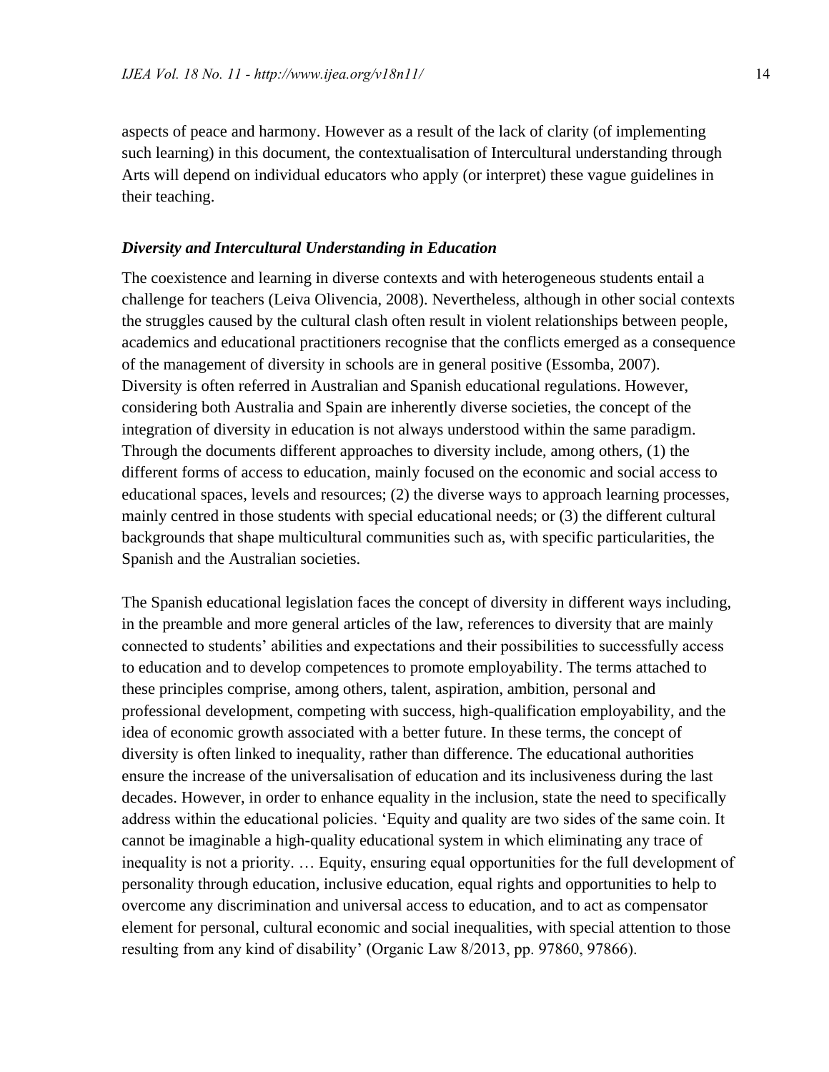aspects of peace and harmony. However as a result of the lack of clarity (of implementing such learning) in this document, the contextualisation of Intercultural understanding through Arts will depend on individual educators who apply (or interpret) these vague guidelines in their teaching.

### *Diversity and Intercultural Understanding in Education*

The coexistence and learning in diverse contexts and with heterogeneous students entail a challenge for teachers (Leiva Olivencia, 2008). Nevertheless, although in other social contexts the struggles caused by the cultural clash often result in violent relationships between people, academics and educational practitioners recognise that the conflicts emerged as a consequence of the management of diversity in schools are in general positive (Essomba, 2007). Diversity is often referred in Australian and Spanish educational regulations. However, considering both Australia and Spain are inherently diverse societies, the concept of the integration of diversity in education is not always understood within the same paradigm. Through the documents different approaches to diversity include, among others, (1) the different forms of access to education, mainly focused on the economic and social access to educational spaces, levels and resources; (2) the diverse ways to approach learning processes, mainly centred in those students with special educational needs; or (3) the different cultural backgrounds that shape multicultural communities such as, with specific particularities, the Spanish and the Australian societies.

The Spanish educational legislation faces the concept of diversity in different ways including, in the preamble and more general articles of the law, references to diversity that are mainly connected to students' abilities and expectations and their possibilities to successfully access to education and to develop competences to promote employability. The terms attached to these principles comprise, among others, talent, aspiration, ambition, personal and professional development, competing with success, high-qualification employability, and the idea of economic growth associated with a better future. In these terms, the concept of diversity is often linked to inequality, rather than difference. The educational authorities ensure the increase of the universalisation of education and its inclusiveness during the last decades. However, in order to enhance equality in the inclusion, state the need to specifically address within the educational policies. 'Equity and quality are two sides of the same coin. It cannot be imaginable a high-quality educational system in which eliminating any trace of inequality is not a priority. … Equity, ensuring equal opportunities for the full development of personality through education, inclusive education, equal rights and opportunities to help to overcome any discrimination and universal access to education, and to act as compensator element for personal, cultural economic and social inequalities, with special attention to those resulting from any kind of disability' (Organic Law 8/2013, pp. 97860, 97866).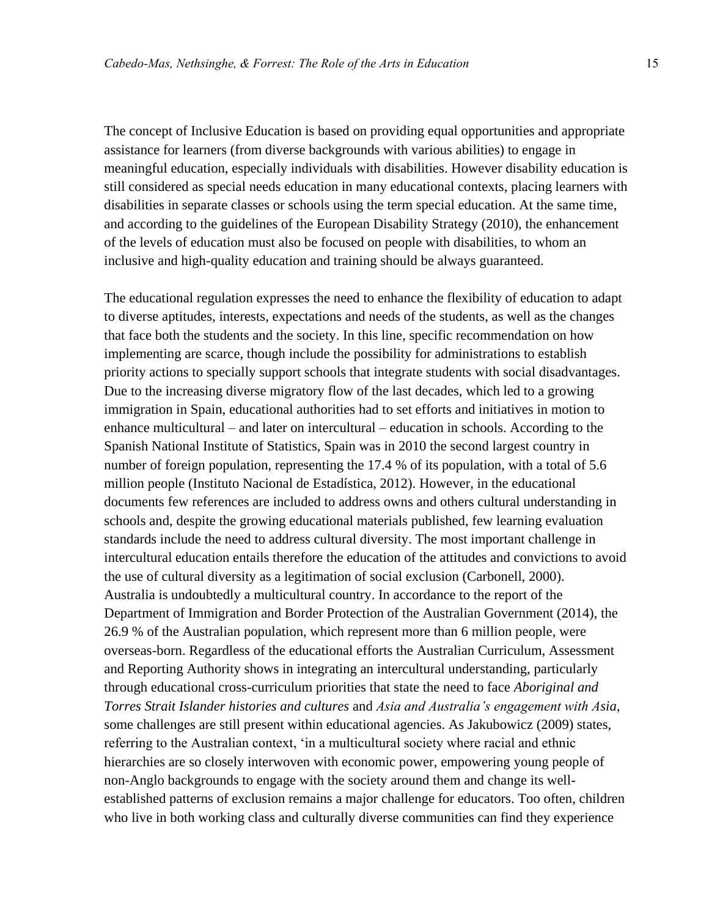The concept of Inclusive Education is based on providing equal opportunities and appropriate assistance for learners (from diverse backgrounds with various abilities) to engage in meaningful education, especially individuals with disabilities. However disability education is still considered as special needs education in many educational contexts, placing learners with disabilities in separate classes or schools using the term special education. At the same time, and according to the guidelines of the European Disability Strategy (2010), the enhancement of the levels of education must also be focused on people with disabilities, to whom an inclusive and high-quality education and training should be always guaranteed.

The educational regulation expresses the need to enhance the flexibility of education to adapt to diverse aptitudes, interests, expectations and needs of the students, as well as the changes that face both the students and the society. In this line, specific recommendation on how implementing are scarce, though include the possibility for administrations to establish priority actions to specially support schools that integrate students with social disadvantages. Due to the increasing diverse migratory flow of the last decades, which led to a growing immigration in Spain, educational authorities had to set efforts and initiatives in motion to enhance multicultural – and later on intercultural – education in schools. According to the Spanish National Institute of Statistics, Spain was in 2010 the second largest country in number of foreign population, representing the 17.4 % of its population, with a total of 5.6 million people (Instituto Nacional de Estadística, 2012). However, in the educational documents few references are included to address owns and others cultural understanding in schools and, despite the growing educational materials published, few learning evaluation standards include the need to address cultural diversity. The most important challenge in intercultural education entails therefore the education of the attitudes and convictions to avoid the use of cultural diversity as a legitimation of social exclusion (Carbonell, 2000).
Australia is undoubtedly a multicultural country. In accordance to the report of the Department of Immigration and Border Protection of the Australian Government (2014), the 26.9 % of the Australian population, which represent more than 6 million people, were overseas-born. Regardless of the educational efforts the Australian Curriculum, Assessment and Reporting Authority shows in integrating an intercultural understanding, particularly through educational cross-curriculum priorities that state the need to face *Aboriginal and Torres Strait Islander histories and cultures* and *Asia and Australia's engagement with Asia*, some challenges are still present within educational agencies. As Jakubowicz (2009) states, referring to the Australian context, 'in a multicultural society where racial and ethnic hierarchies are so closely interwoven with economic power, empowering young people of non-Anglo backgrounds to engage with the society around them and change its well-established patterns of exclusion remains a major challenge for educators. Too often, children who live in both working class and culturally diverse communities can find they experience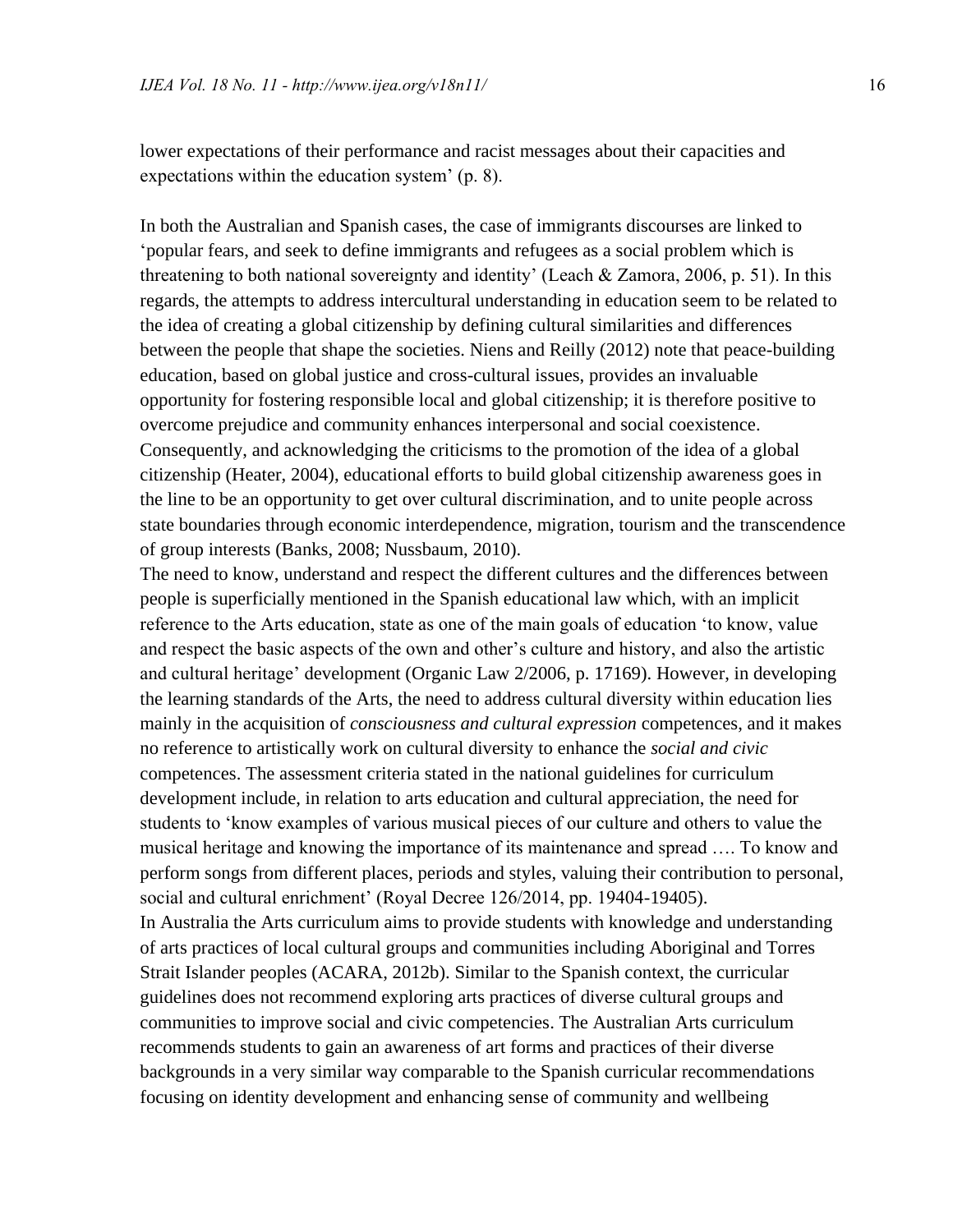lower expectations of their performance and racist messages about their capacities and expectations within the education system' (p. 8).

In both the Australian and Spanish cases, the case of immigrants discourses are linked to 'popular fears, and seek to define immigrants and refugees as a social problem which is threatening to both national sovereignty and identity' (Leach & Zamora, 2006, p. 51). In this regards, the attempts to address intercultural understanding in education seem to be related to the idea of creating a global citizenship by defining cultural similarities and differences between the people that shape the societies. Niens and Reilly (2012) note that peace-building education, based on global justice and cross-cultural issues, provides an invaluable opportunity for fostering responsible local and global citizenship; it is therefore positive to overcome prejudice and community enhances interpersonal and social coexistence. Consequently, and acknowledging the criticisms to the promotion of the idea of a global citizenship (Heater, 2004), educational efforts to build global citizenship awareness goes in the line to be an opportunity to get over cultural discrimination, and to unite people across state boundaries through economic interdependence, migration, tourism and the transcendence of group interests (Banks, 2008; Nussbaum, 2010).

The need to know, understand and respect the different cultures and the differences between people is superficially mentioned in the Spanish educational law which, with an implicit reference to the Arts education, state as one of the main goals of education 'to know, value and respect the basic aspects of the own and other's culture and history, and also the artistic and cultural heritage' development (Organic Law 2/2006, p. 17169). However, in developing the learning standards of the Arts, the need to address cultural diversity within education lies mainly in the acquisition of *consciousness and cultural expression* competences, and it makes no reference to artistically work on cultural diversity to enhance the *social and civic* competences. The assessment criteria stated in the national guidelines for curriculum development include, in relation to arts education and cultural appreciation, the need for students to 'know examples of various musical pieces of our culture and others to value the musical heritage and knowing the importance of its maintenance and spread …. To know and perform songs from different places, periods and styles, valuing their contribution to personal, social and cultural enrichment' (Royal Decree 126/2014, pp. 19404-19405).

In Australia the Arts curriculum aims to provide students with knowledge and understanding of arts practices of local cultural groups and communities including Aboriginal and Torres Strait Islander peoples (ACARA, 2012b). Similar to the Spanish context, the curricular guidelines does not recommend exploring arts practices of diverse cultural groups and communities to improve social and civic competencies. The Australian Arts curriculum recommends students to gain an awareness of art forms and practices of their diverse backgrounds in a very similar way comparable to the Spanish curricular recommendations focusing on identity development and enhancing sense of community and wellbeing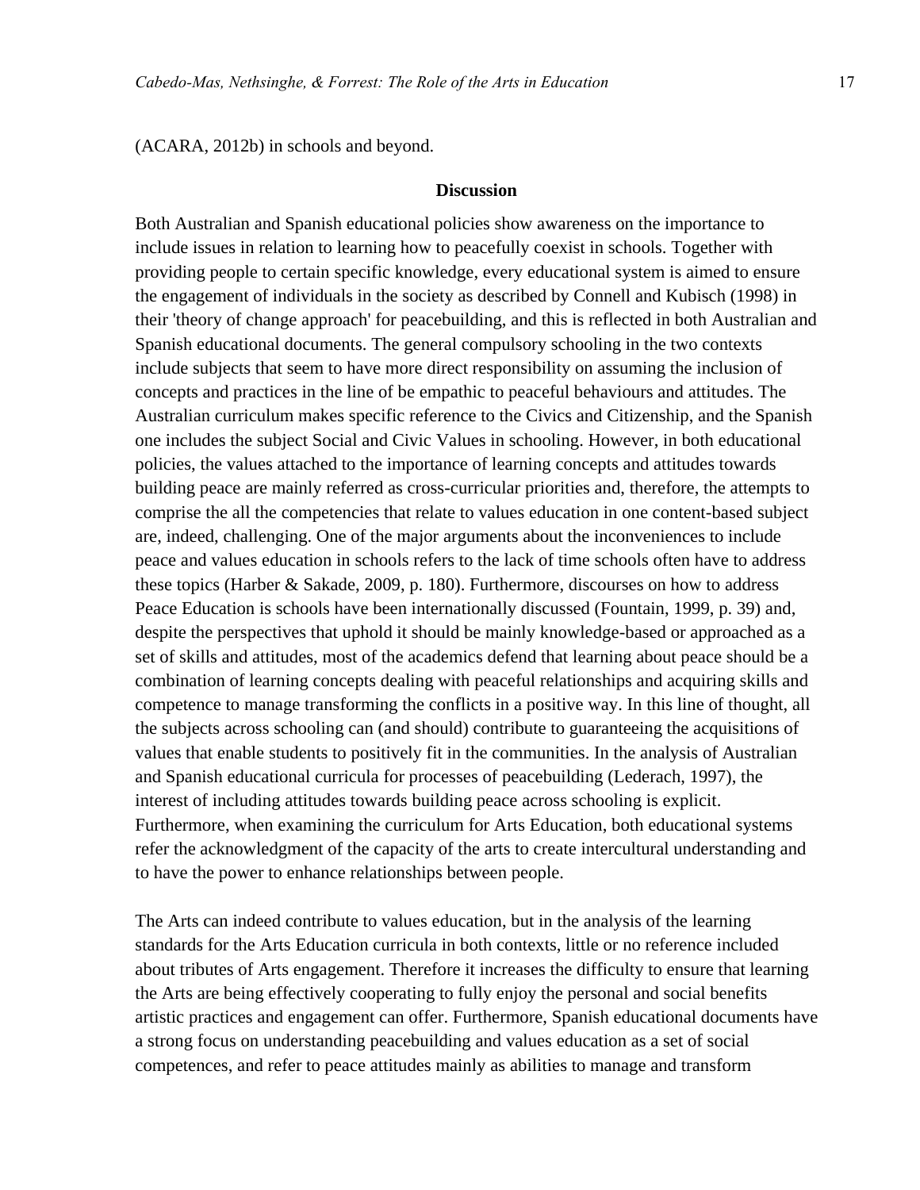(ACARA, 2012b) in schools and beyond.

## Discussion

Both Australian and Spanish educational policies show awareness on the importance to include issues in relation to learning how to peacefully coexist in schools. Together with providing people to certain specific knowledge, every educational system is aimed to ensure the engagement of individuals in the society as described by Connell and Kubisch (1998) in their 'theory of change approach' for peacebuilding, and this is reflected in both Australian and Spanish educational documents. The general compulsory schooling in the two contexts include subjects that seem to have more direct responsibility on assuming the inclusion of concepts and practices in the line of be empathic to peaceful behaviours and attitudes. The Australian curriculum makes specific reference to the Civics and Citizenship, and the Spanish one includes the subject Social and Civic Values in schooling. However, in both educational policies, the values attached to the importance of learning concepts and attitudes towards building peace are mainly referred as cross-curricular priorities and, therefore, the attempts to comprise the all the competencies that relate to values education in one content-based subject are, indeed, challenging. One of the major arguments about the inconveniences to include peace and values education in schools refers to the lack of time schools often have to address these topics (Harber & Sakade, 2009, p. 180). Furthermore, discourses on how to address Peace Education is schools have been internationally discussed (Fountain, 1999, p. 39) and, despite the perspectives that uphold it should be mainly knowledge-based or approached as a set of skills and attitudes, most of the academics defend that learning about peace should be a combination of learning concepts dealing with peaceful relationships and acquiring skills and competence to manage transforming the conflicts in a positive way. In this line of thought, all the subjects across schooling can (and should) contribute to guaranteeing the acquisitions of values that enable students to positively fit in the communities. In the analysis of Australian and Spanish educational curricula for processes of peacebuilding (Lederach, 1997), the interest of including attitudes towards building peace across schooling is explicit. Furthermore, when examining the curriculum for Arts Education, both educational systems refer the acknowledgment of the capacity of the arts to create intercultural understanding and to have the power to enhance relationships between people.

The Arts can indeed contribute to values education, but in the analysis of the learning standards for the Arts Education curricula in both contexts, little or no reference included about tributes of Arts engagement. Therefore it increases the difficulty to ensure that learning the Arts are being effectively cooperating to fully enjoy the personal and social benefits artistic practices and engagement can offer. Furthermore, Spanish educational documents have a strong focus on understanding peacebuilding and values education as a set of social competences, and refer to peace attitudes mainly as abilities to manage and transform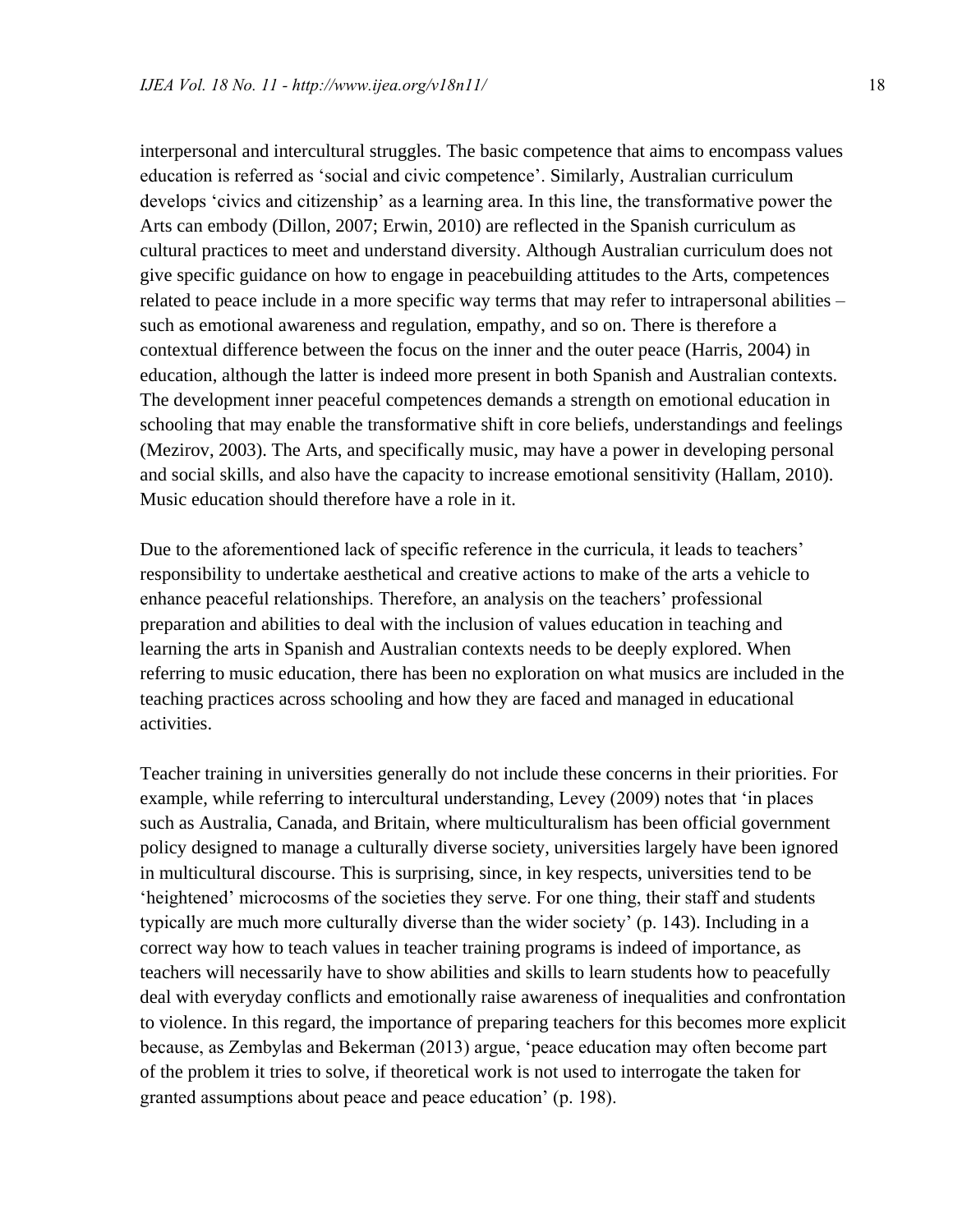interpersonal and intercultural struggles. The basic competence that aims to encompass values education is referred as 'social and civic competence'. Similarly, Australian curriculum develops 'civics and citizenship' as a learning area. In this line, the transformative power the Arts can embody (Dillon, 2007; Erwin, 2010) are reflected in the Spanish curriculum as cultural practices to meet and understand diversity. Although Australian curriculum does not give specific guidance on how to engage in peacebuilding attitudes to the Arts, competences related to peace include in a more specific way terms that may refer to intrapersonal abilities – such as emotional awareness and regulation, empathy, and so on. There is therefore a contextual difference between the focus on the inner and the outer peace (Harris, 2004) in education, although the latter is indeed more present in both Spanish and Australian contexts. The development inner peaceful competences demands a strength on emotional education in schooling that may enable the transformative shift in core beliefs, understandings and feelings (Mezirov, 2003). The Arts, and specifically music, may have a power in developing personal and social skills, and also have the capacity to increase emotional sensitivity (Hallam, 2010). Music education should therefore have a role in it.

Due to the aforementioned lack of specific reference in the curricula, it leads to teachers' responsibility to undertake aesthetical and creative actions to make of the arts a vehicle to enhance peaceful relationships. Therefore, an analysis on the teachers' professional preparation and abilities to deal with the inclusion of values education in teaching and learning the arts in Spanish and Australian contexts needs to be deeply explored. When referring to music education, there has been no exploration on what musics are included in the teaching practices across schooling and how they are faced and managed in educational activities.

Teacher training in universities generally do not include these concerns in their priorities. For example, while referring to intercultural understanding, Levey (2009) notes that 'in places such as Australia, Canada, and Britain, where multiculturalism has been official government policy designed to manage a culturally diverse society, universities largely have been ignored in multicultural discourse. This is surprising, since, in key respects, universities tend to be 'heightened' microcosms of the societies they serve. For one thing, their staff and students typically are much more culturally diverse than the wider society' (p. 143). Including in a correct way how to teach values in teacher training programs is indeed of importance, as teachers will necessarily have to show abilities and skills to learn students how to peacefully deal with everyday conflicts and emotionally raise awareness of inequalities and confrontation to violence. In this regard, the importance of preparing teachers for this becomes more explicit because, as Zembylas and Bekerman (2013) argue, 'peace education may often become part of the problem it tries to solve, if theoretical work is not used to interrogate the taken for granted assumptions about peace and peace education' (p. 198).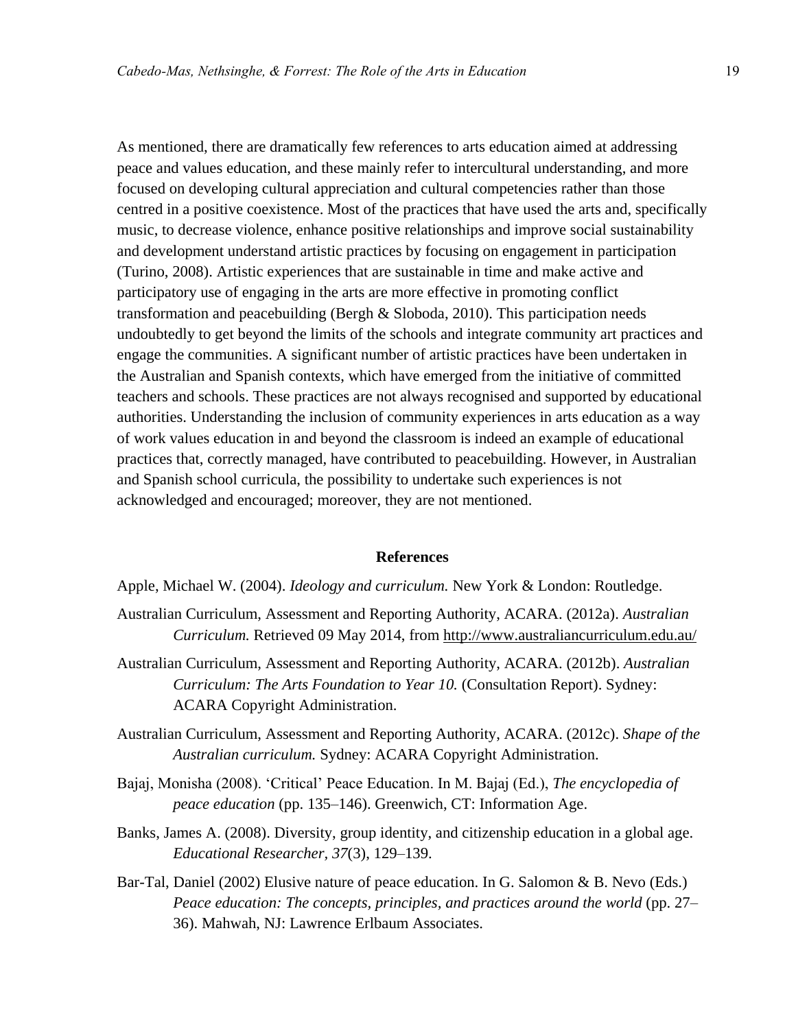As mentioned, there are dramatically few references to arts education aimed at addressing peace and values education, and these mainly refer to intercultural understanding, and more focused on developing cultural appreciation and cultural competencies rather than those centred in a positive coexistence. Most of the practices that have used the arts and, specifically music, to decrease violence, enhance positive relationships and improve social sustainability and development understand artistic practices by focusing on engagement in participation (Turino, 2008). Artistic experiences that are sustainable in time and make active and participatory use of engaging in the arts are more effective in promoting conflict transformation and peacebuilding (Bergh & Sloboda, 2010). This participation needs undoubtedly to get beyond the limits of the schools and integrate community art practices and engage the communities. A significant number of artistic practices have been undertaken in the Australian and Spanish contexts, which have emerged from the initiative of committed teachers and schools. These practices are not always recognised and supported by educational authorities. Understanding the inclusion of community experiences in arts education as a way of work values education in and beyond the classroom is indeed an example of educational practices that, correctly managed, have contributed to peacebuilding. However, in Australian and Spanish school curricula, the possibility to undertake such experiences is not acknowledged and encouraged; moreover, they are not mentioned.

## References

Apple, Michael W. (2004). *Ideology and curriculum.* New York & London: Routledge.

Australian Curriculum, Assessment and Reporting Authority, ACARA. (2012a). *Australian Curriculum.* Retrieved 09 May 2014, from http://www.australiancurriculum.edu.au/

Australian Curriculum, Assessment and Reporting Authority, ACARA. (2012b). *Australian Curriculum: The Arts Foundation to Year 10.* (Consultation Report). Sydney: ACARA Copyright Administration.

Australian Curriculum, Assessment and Reporting Authority, ACARA. (2012c). *Shape of the Australian curriculum.* Sydney: ACARA Copyright Administration.

Bajaj, Monisha (2008). 'Critical' Peace Education. In M. Bajaj (Ed.), *The encyclopedia of peace education* (pp. 135–146). Greenwich, CT: Information Age.

Banks, James A. (2008). Diversity, group identity, and citizenship education in a global age. *Educational Researcher, 37*(3), 129–139.

Bar-Tal, Daniel (2002) Elusive nature of peace education. In G. Salomon & B. Nevo (Eds.) *Peace education: The concepts, principles, and practices around the world* (pp. 27–36). Mahwah, NJ: Lawrence Erlbaum Associates.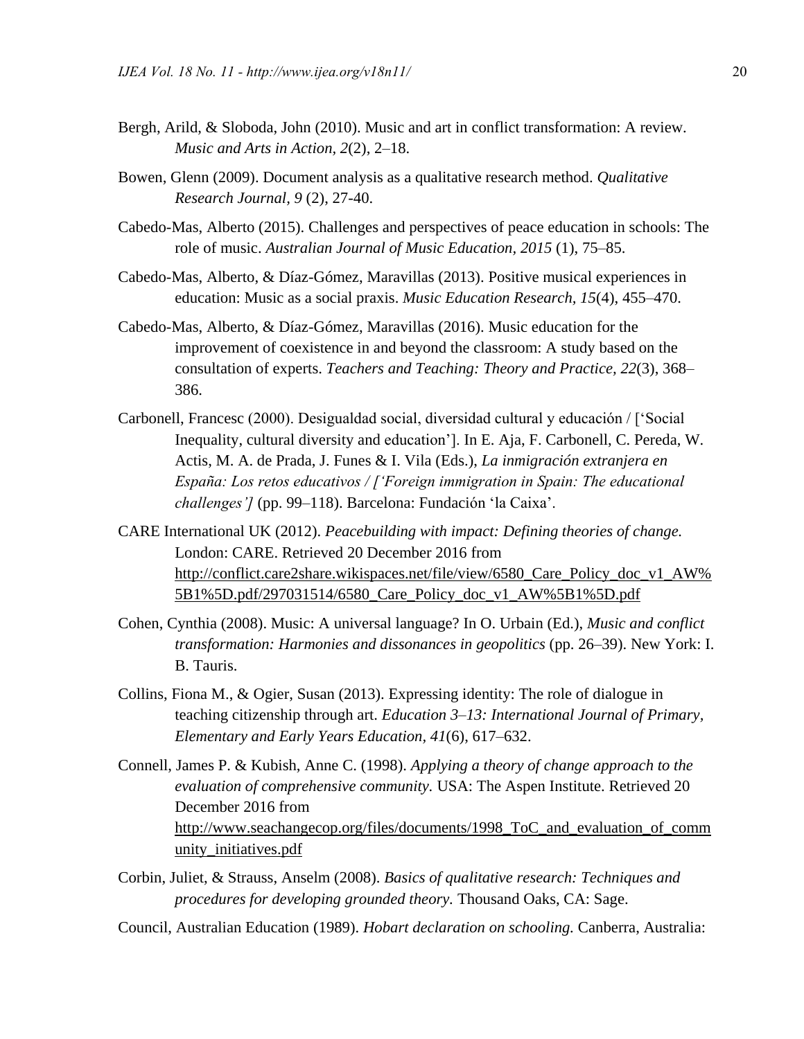Bergh, Arild, & Sloboda, John (2010). Music and art in conflict transformation: A review. *Music and Arts in Action*, *2*(2), 2–18.

Bowen, Glenn (2009). Document analysis as a qualitative research method. *Qualitative Research Journal, 9* (2), 27-40.

Cabedo-Mas, Alberto (2015). Challenges and perspectives of peace education in schools: The role of music. *Australian Journal of Music Education, 2015* (1), 75–85.

Cabedo-Mas, Alberto, & Díaz-Gómez, Maravillas (2013). Positive musical experiences in education: Music as a social praxis. *Music Education Research, 15*(4), 455–470.

Cabedo-Mas, Alberto, & Díaz-Gómez, Maravillas (2016). Music education for the improvement of coexistence in and beyond the classroom: A study based on the consultation of experts. *Teachers and Teaching: Theory and Practice, 22*(3), 368–386.

Carbonell, Francesc (2000). Desigualdad social, diversidad cultural y educación / ['Social Inequality, cultural diversity and education']. In E. Aja, F. Carbonell, C. Pereda, W. Actis, M. A. de Prada, J. Funes & I. Vila (Eds.), *La inmigración extranjera en España: Los retos educativos / ['Foreign immigration in Spain: The educational challenges']* (pp. 99–118). Barcelona: Fundación 'la Caixa'.

CARE International UK (2012). *Peacebuilding with impact: Defining theories of change.* London: CARE. Retrieved 20 December 2016 from http://conflict.care2share.wikispaces.net/file/view/6580_Care_Policy_doc_v1_AW%5B1%5D.pdf/297031514/6580_Care_Policy_doc_v1_AW%5B1%5D.pdf

Cohen, Cynthia (2008). Music: A universal language? In O. Urbain (Ed.), *Music and conflict transformation: Harmonies and dissonances in geopolitics* (pp. 26–39). New York: I. B. Tauris.

Collins, Fiona M., & Ogier, Susan (2013). Expressing identity: The role of dialogue in teaching citizenship through art. *Education 3–13: International Journal of Primary, Elementary and Early Years Education, 41*(6), 617–632.

Connell, James P. & Kubish, Anne C. (1998). *Applying a theory of change approach to the evaluation of comprehensive community.* USA: The Aspen Institute. Retrieved 20 December 2016 from http://www.seachangecop.org/files/documents/1998_ToC_and_evaluation_of_community_initiatives.pdf

Corbin, Juliet, & Strauss, Anselm (2008). *Basics of qualitative research: Techniques and procedures for developing grounded theory.* Thousand Oaks, CA: Sage.

Council, Australian Education (1989). *Hobart declaration on schooling.* Canberra, Australia: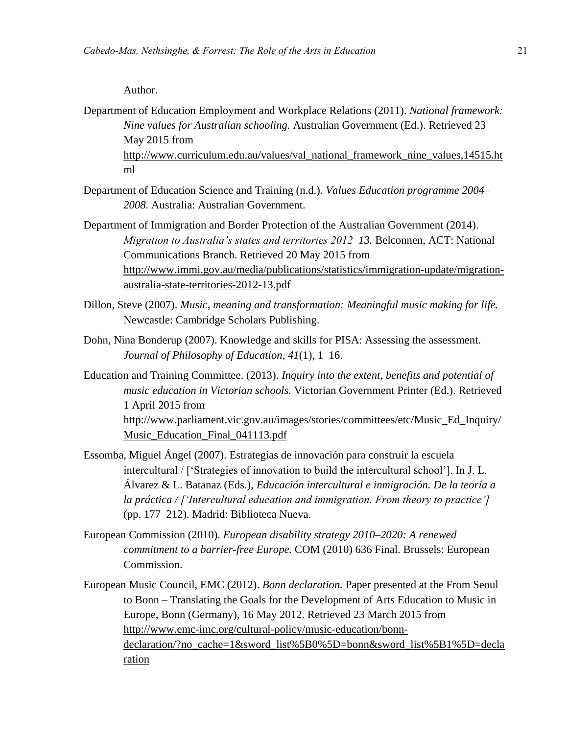Author.

Department of Education Employment and Workplace Relations (2011). *National framework: Nine values for Australian schooling.* Australian Government (Ed.). Retrieved 23 May 2015 from http://www.curriculum.edu.au/values/val_national_framework_nine_values,14515.html

Department of Education Science and Training (n.d.). *Values Education programme 2004–2008.* Australia: Australian Government.

Department of Immigration and Border Protection of the Australian Government (2014). *Migration to Australia's states and territories 2012–13.* Belconnen, ACT: National Communications Branch. Retrieved 20 May 2015 from http://www.immi.gov.au/media/publications/statistics/immigration-update/migration-australia-state-territories-2012-13.pdf

Dillon, Steve (2007). *Music, meaning and transformation: Meaningful music making for life.* Newcastle: Cambridge Scholars Publishing.

Dohn, Nina Bonderup (2007). Knowledge and skills for PISA: Assessing the assessment. *Journal of Philosophy of Education, 41*(1), 1–16.

Education and Training Committee. (2013). *Inquiry into the extent, benefits and potential of music education in Victorian schools.* Victorian Government Printer (Ed.). Retrieved 1 April 2015 from http://www.parliament.vic.gov.au/images/stories/committees/etc/Music_Ed_Inquiry/Music_Education_Final_041113.pdf

Essomba, Miguel Ángel (2007). Estrategias de innovación para construir la escuela intercultural / ['Strategies of innovation to build the intercultural school']. In J. L. Álvarez & L. Batanaz (Eds.), *Educación intercultural e inmigración. De la teoría a la práctica / ['Intercultural education and immigration. From theory to practice']* (pp. 177–212). Madrid: Biblioteca Nueva.

European Commission (2010). *European disability strategy 2010–2020: A renewed commitment to a barrier-free Europe.* COM (2010) 636 Final. Brussels: European Commission.

European Music Council, EMC (2012). *Bonn declaration.* Paper presented at the From Seoul to Bonn – Translating the Goals for the Development of Arts Education to Music in Europe, Bonn (Germany), 16 May 2012. Retrieved 23 March 2015 from http://www.emc-imc.org/cultural-policy/music-education/bonn-declaration/?no_cache=1&sword_list%5B0%5D=bonn&sword_list%5B1%5D=declaration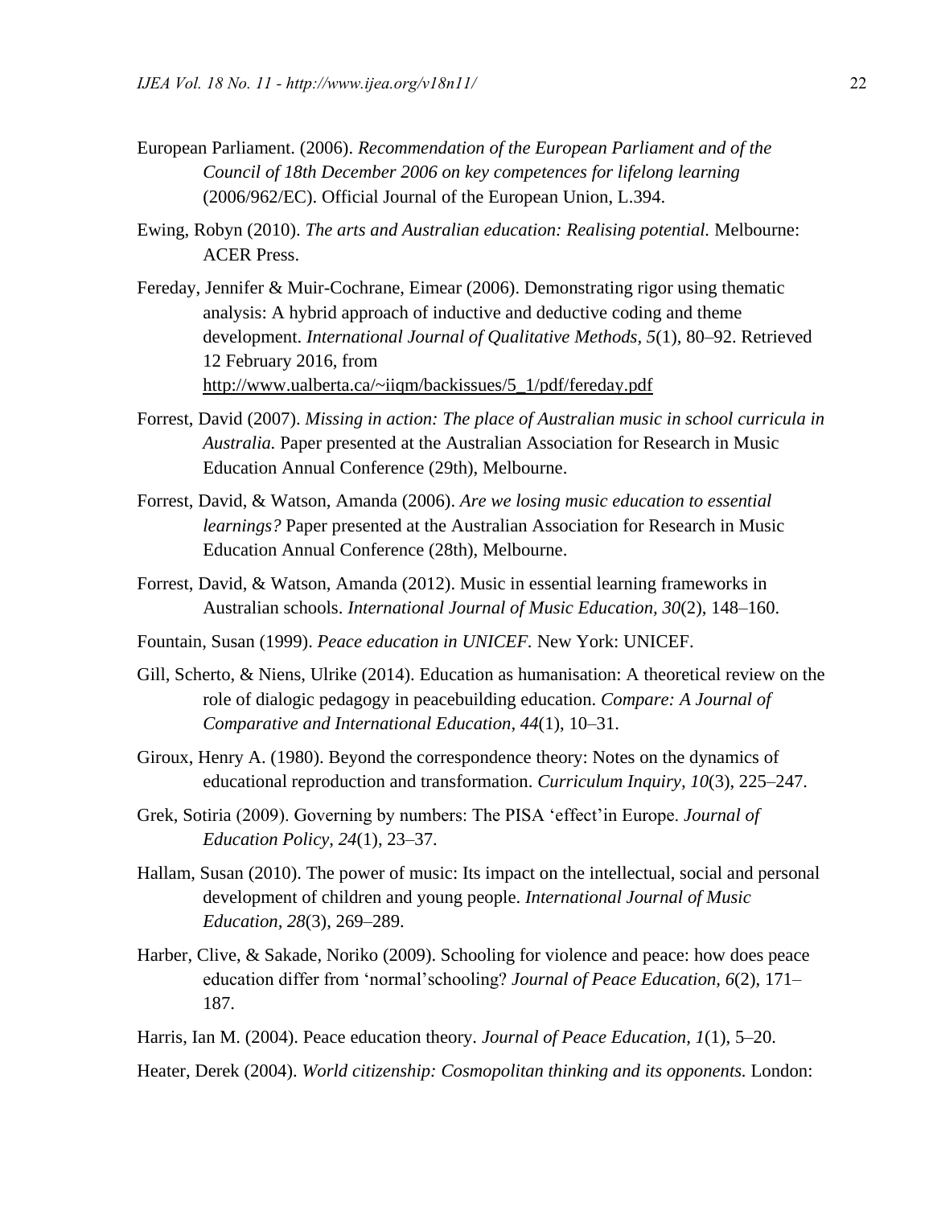European Parliament. (2006). *Recommendation of the European Parliament and of the Council of 18th December 2006 on key competences for lifelong learning* (2006/962/EC). Official Journal of the European Union, L.394.

Ewing, Robyn (2010). *The arts and Australian education: Realising potential.* Melbourne: ACER Press.

Fereday, Jennifer & Muir-Cochrane, Eimear (2006). Demonstrating rigor using thematic analysis: A hybrid approach of inductive and deductive coding and theme development. *International Journal of Qualitative Methods, 5*(1), 80–92. Retrieved 12 February 2016, from http://www.ualberta.ca/~iiqm/backissues/5_1/pdf/fereday.pdf

Forrest, David (2007). *Missing in action: The place of Australian music in school curricula in Australia.* Paper presented at the Australian Association for Research in Music Education Annual Conference (29th), Melbourne.

Forrest, David, & Watson, Amanda (2006). *Are we losing music education to essential learnings?* Paper presented at the Australian Association for Research in Music Education Annual Conference (28th), Melbourne.

Forrest, David, & Watson, Amanda (2012). Music in essential learning frameworks in Australian schools. *International Journal of Music Education, 30*(2), 148–160.

Fountain, Susan (1999). *Peace education in UNICEF.* New York: UNICEF.

Gill, Scherto, & Niens, Ulrike (2014). Education as humanisation: A theoretical review on the role of dialogic pedagogy in peacebuilding education. *Compare: A Journal of Comparative and International Education, 44*(1), 10–31.

Giroux, Henry A. (1980). Beyond the correspondence theory: Notes on the dynamics of educational reproduction and transformation. *Curriculum Inquiry, 10*(3), 225–247.

Grek, Sotiria (2009). Governing by numbers: The PISA 'effect'in Europe. *Journal of Education Policy, 24*(1), 23–37.

Hallam, Susan (2010). The power of music: Its impact on the intellectual, social and personal development of children and young people. *International Journal of Music Education, 28*(3), 269–289.

Harber, Clive, & Sakade, Noriko (2009). Schooling for violence and peace: how does peace education differ from 'normal'schooling? *Journal of Peace Education, 6*(2), 171–187.

Harris, Ian M. (2004). Peace education theory. *Journal of Peace Education, 1*(1), 5–20.

Heater, Derek (2004). *World citizenship: Cosmopolitan thinking and its opponents.* London: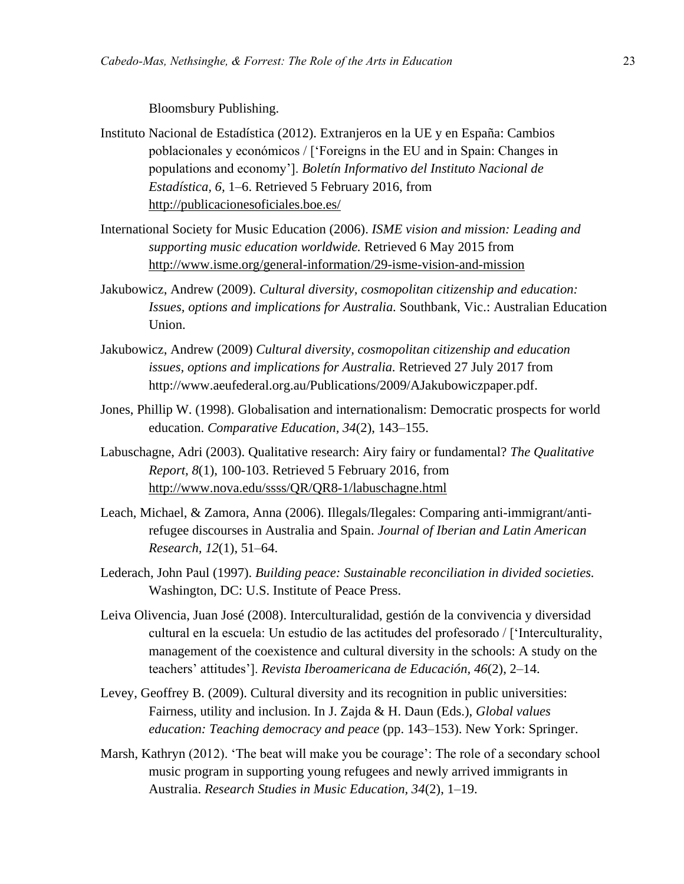Bloomsbury Publishing.

Instituto Nacional de Estadística (2012). Extranjeros en la UE y en España: Cambios poblacionales y económicos / ['Foreigns in the EU and in Spain: Changes in populations and economy']. *Boletín Informativo del Instituto Nacional de Estadística, 6*, 1–6. Retrieved 5 February 2016, from http://publicacionesoficiales.boe.es/

International Society for Music Education (2006). *ISME vision and mission: Leading and supporting music education worldwide.* Retrieved 6 May 2015 from http://www.isme.org/general-information/29-isme-vision-and-mission

Jakubowicz, Andrew (2009). *Cultural diversity, cosmopolitan citizenship and education: Issues, options and implications for Australia.* Southbank, Vic.: Australian Education Union.

Jakubowicz, Andrew (2009) *Cultural diversity, cosmopolitan citizenship and education issues, options and implications for Australia.* Retrieved 27 July 2017 from http://www.aeufederal.org.au/Publications/2009/AJakubowiczpaper.pdf.

Jones, Phillip W. (1998). Globalisation and internationalism: Democratic prospects for world education. *Comparative Education, 34*(2), 143–155.

Labuschagne, Adri (2003). Qualitative research: Airy fairy or fundamental? *The Qualitative Report, 8*(1), 100-103. Retrieved 5 February 2016, from http://www.nova.edu/ssss/QR/QR8-1/labuschagne.html

Leach, Michael, & Zamora, Anna (2006). Illegals/Ilegales: Comparing anti-immigrant/anti-refugee discourses in Australia and Spain. *Journal of Iberian and Latin American Research, 12*(1), 51–64.

Lederach, John Paul (1997). *Building peace: Sustainable reconciliation in divided societies.* Washington, DC: U.S. Institute of Peace Press.

Leiva Olivencia, Juan José (2008). Interculturalidad, gestión de la convivencia y diversidad cultural en la escuela: Un estudio de las actitudes del profesorado / ['Interculturality, management of the coexistence and cultural diversity in the schools: A study on the teachers' attitudes']. *Revista Iberoamericana de Educación, 46*(2), 2–14.

Levey, Geoffrey B. (2009). Cultural diversity and its recognition in public universities: Fairness, utility and inclusion. In J. Zajda & H. Daun (Eds.), *Global values education: Teaching democracy and peace* (pp. 143–153). New York: Springer.

Marsh, Kathryn (2012). 'The beat will make you be courage': The role of a secondary school music program in supporting young refugees and newly arrived immigrants in Australia. *Research Studies in Music Education, 34*(2), 1–19.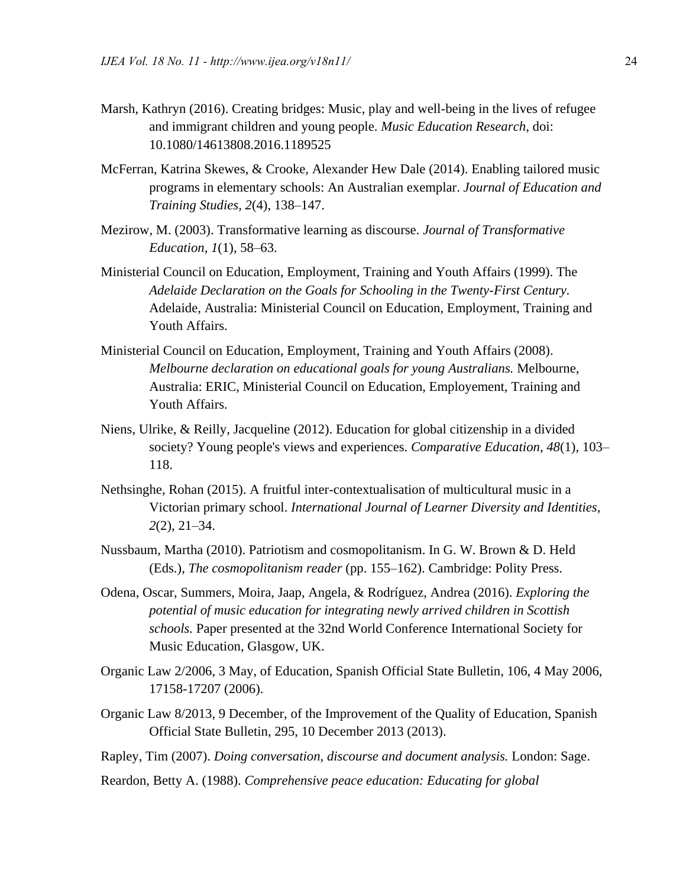Marsh, Kathryn (2016). Creating bridges: Music, play and well-being in the lives of refugee and immigrant children and young people. *Music Education Research*, doi: 10.1080/14613808.2016.1189525

McFerran, Katrina Skewes, & Crooke, Alexander Hew Dale (2014). Enabling tailored music programs in elementary schools: An Australian exemplar. *Journal of Education and Training Studies, 2*(4), 138–147.

Mezirow, M. (2003). Transformative learning as discourse. *Journal of Transformative Education, 1*(1), 58–63.

Ministerial Council on Education, Employment, Training and Youth Affairs (1999). The *Adelaide Declaration on the Goals for Schooling in the Twenty-First Century.* Adelaide, Australia: Ministerial Council on Education, Employment, Training and Youth Affairs.

Ministerial Council on Education, Employment, Training and Youth Affairs (2008). *Melbourne declaration on educational goals for young Australians.* Melbourne, Australia: ERIC, Ministerial Council on Education, Employement, Training and Youth Affairs.

Niens, Ulrike, & Reilly, Jacqueline (2012). Education for global citizenship in a divided society? Young people's views and experiences. *Comparative Education, 48*(1), 103–118.

Nethsinghe, Rohan (2015). A fruitful inter-contextualisation of multicultural music in a Victorian primary school. *International Journal of Learner Diversity and Identities, 2*(2), 21–34.

Nussbaum, Martha (2010). Patriotism and cosmopolitanism. In G. W. Brown & D. Held (Eds.), *The cosmopolitanism reader* (pp. 155–162). Cambridge: Polity Press.

Odena, Oscar, Summers, Moira, Jaap, Angela, & Rodríguez, Andrea (2016). *Exploring the potential of music education for integrating newly arrived children in Scottish schools.* Paper presented at the 32nd World Conference International Society for Music Education, Glasgow, UK.

Organic Law 2/2006, 3 May, of Education, Spanish Official State Bulletin, 106, 4 May 2006, 17158-17207 (2006).

Organic Law 8/2013, 9 December, of the Improvement of the Quality of Education, Spanish Official State Bulletin, 295, 10 December 2013 (2013).

Rapley, Tim (2007). *Doing conversation, discourse and document analysis.* London: Sage.

Reardon, Betty A. (1988). *Comprehensive peace education: Educating for global*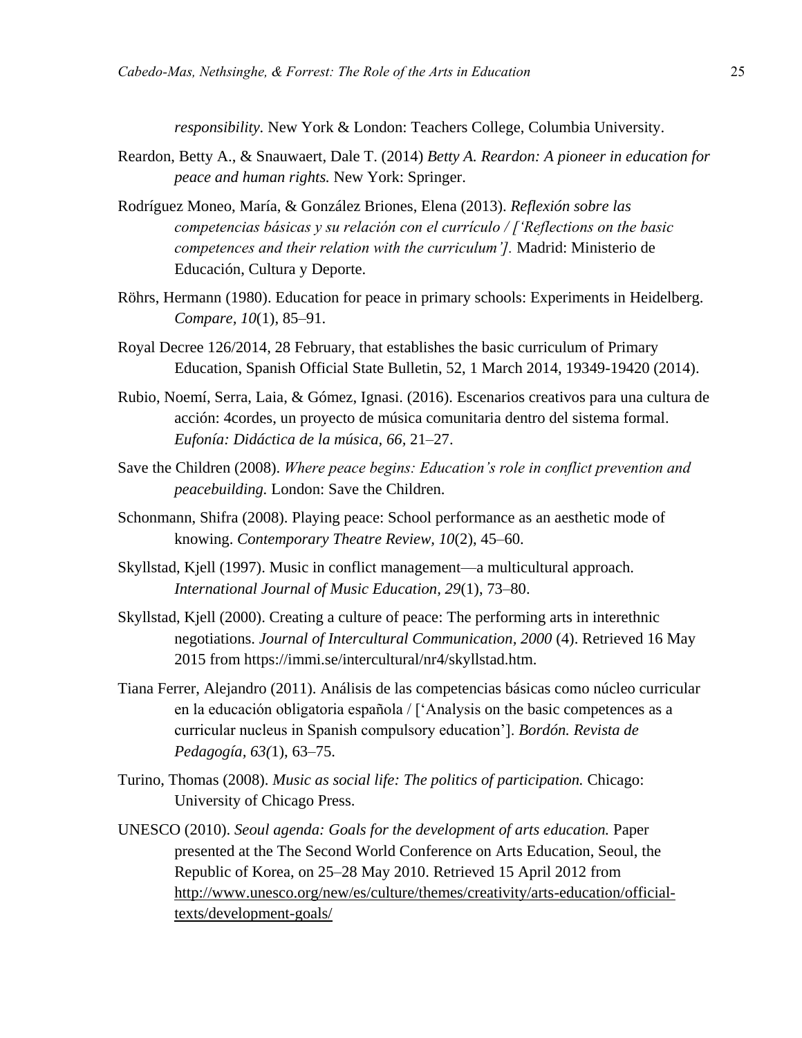*responsibility.* New York & London: Teachers College, Columbia University.

Reardon, Betty A., & Snauwaert, Dale T. (2014) *Betty A. Reardon: A pioneer in education for peace and human rights.* New York: Springer.

Rodríguez Moneo, María, & González Briones, Elena (2013). *Reflexión sobre las competencias básicas y su relación con el currículo / ['Reflections on the basic competences and their relation with the curriculum'].* Madrid: Ministerio de Educación, Cultura y Deporte.

Röhrs, Hermann (1980). Education for peace in primary schools: Experiments in Heidelberg. *Compare, 10*(1), 85–91.

Royal Decree 126/2014, 28 February, that establishes the basic curriculum of Primary Education, Spanish Official State Bulletin, 52, 1 March 2014, 19349-19420 (2014).

Rubio, Noemí, Serra, Laia, & Gómez, Ignasi. (2016). Escenarios creativos para una cultura de acción: 4cordes, un proyecto de música comunitaria dentro del sistema formal. *Eufonía: Didáctica de la música, 66,* 21–27.

Save the Children (2008). *Where peace begins: Education's role in conflict prevention and peacebuilding.* London: Save the Children.

Schonmann, Shifra (2008). Playing peace: School performance as an aesthetic mode of knowing. *Contemporary Theatre Review, 10*(2), 45–60.

Skyllstad, Kjell (1997). Music in conflict management—a multicultural approach. *International Journal of Music Education, 29*(1), 73–80.

Skyllstad, Kjell (2000). Creating a culture of peace: The performing arts in interethnic negotiations. *Journal of Intercultural Communication, 2000* (4). Retrieved 16 May 2015 from https://immi.se/intercultural/nr4/skyllstad.htm.

Tiana Ferrer, Alejandro (2011). Análisis de las competencias básicas como núcleo curricular en la educación obligatoria española / ['Analysis on the basic competences as a curricular nucleus in Spanish compulsory education']. *Bordón. Revista de Pedagogía, 63(*1), 63–75.

Turino, Thomas (2008). *Music as social life: The politics of participation.* Chicago: University of Chicago Press.

UNESCO (2010). *Seoul agenda: Goals for the development of arts education.* Paper presented at the The Second World Conference on Arts Education, Seoul, the Republic of Korea, on 25–28 May 2010. Retrieved 15 April 2012 from http://www.unesco.org/new/es/culture/themes/creativity/arts-education/official-texts/development-goals/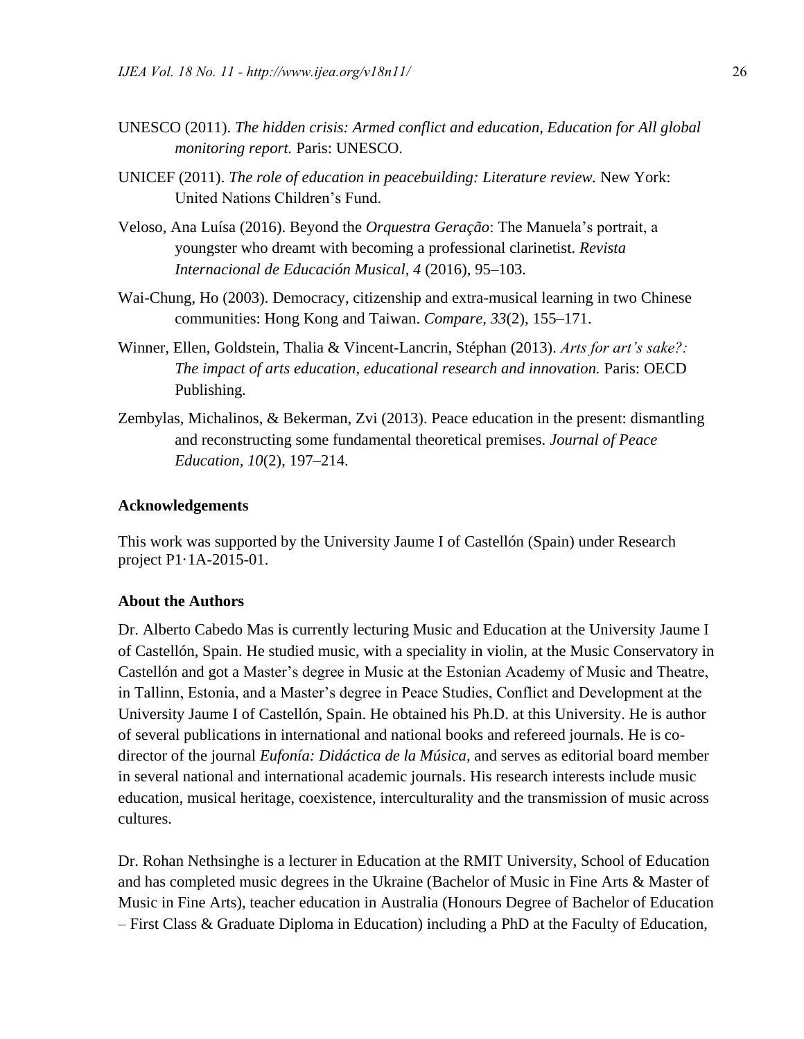UNESCO (2011). *The hidden crisis: Armed conflict and education, Education for All global monitoring report.* Paris: UNESCO.

UNICEF (2011). *The role of education in peacebuilding: Literature review.* New York: United Nations Children's Fund.

Veloso, Ana Luísa (2016). Beyond the *Orquestra Geração*: The Manuela's portrait, a youngster who dreamt with becoming a professional clarinetist. *Revista Internacional de Educación Musical, 4* (2016), 95–103.

Wai-Chung, Ho (2003). Democracy, citizenship and extra-musical learning in two Chinese communities: Hong Kong and Taiwan. *Compare, 33*(2), 155–171.

Winner, Ellen, Goldstein, Thalia & Vincent-Lancrin, Stéphan (2013). *Arts for art's sake?: The impact of arts education, educational research and innovation.* Paris: OECD Publishing.

Zembylas, Michalinos, & Bekerman, Zvi (2013). Peace education in the present: dismantling and reconstructing some fundamental theoretical premises. *Journal of Peace Education, 10*(2), 197–214.

### Acknowledgements

This work was supported by the University Jaume I of Castellón (Spain) under Research project P1·1A-2015-01.

### About the Authors

Dr. Alberto Cabedo Mas is currently lecturing Music and Education at the University Jaume I of Castellón, Spain. He studied music, with a speciality in violin, at the Music Conservatory in Castellón and got a Master's degree in Music at the Estonian Academy of Music and Theatre, in Tallinn, Estonia, and a Master's degree in Peace Studies, Conflict and Development at the University Jaume I of Castellón, Spain. He obtained his Ph.D. at this University. He is author of several publications in international and national books and refereed journals. He is co-director of the journal *Eufonía: Didáctica de la Música,* and serves as editorial board member in several national and international academic journals. His research interests include music education, musical heritage, coexistence, interculturality and the transmission of music across cultures.

Dr. Rohan Nethsinghe is a lecturer in Education at the RMIT University, School of Education and has completed music degrees in the Ukraine (Bachelor of Music in Fine Arts & Master of Music in Fine Arts), teacher education in Australia (Honours Degree of Bachelor of Education – First Class & Graduate Diploma in Education) including a PhD at the Faculty of Education,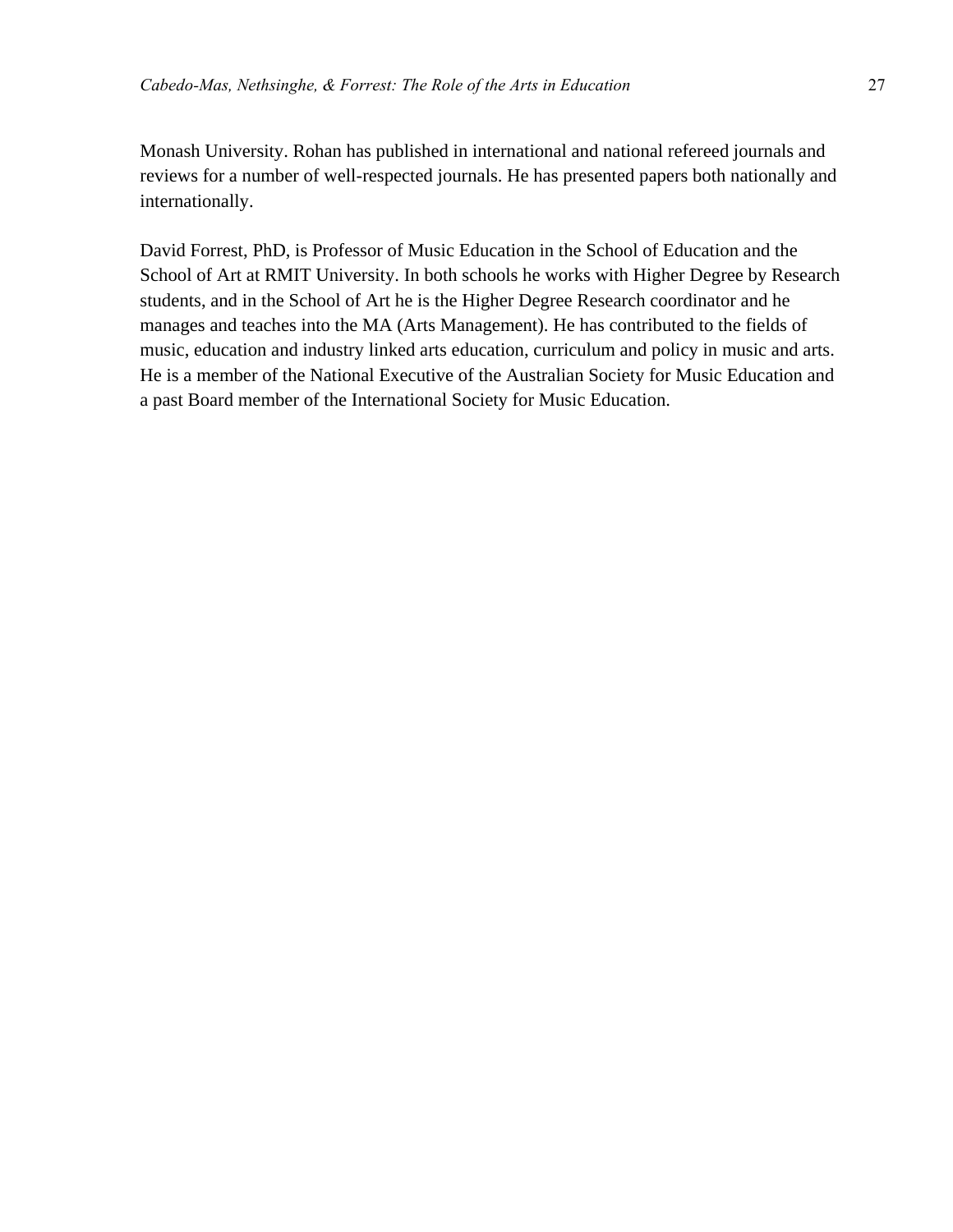Monash University. Rohan has published in international and national refereed journals and reviews for a number of well-respected journals. He has presented papers both nationally and internationally.

David Forrest, PhD, is Professor of Music Education in the School of Education and the School of Art at RMIT University. In both schools he works with Higher Degree by Research students, and in the School of Art he is the Higher Degree Research coordinator and he manages and teaches into the MA (Arts Management). He has contributed to the fields of music, education and industry linked arts education, curriculum and policy in music and arts. He is a member of the National Executive of the Australian Society for Music Education and a past Board member of the International Society for Music Education.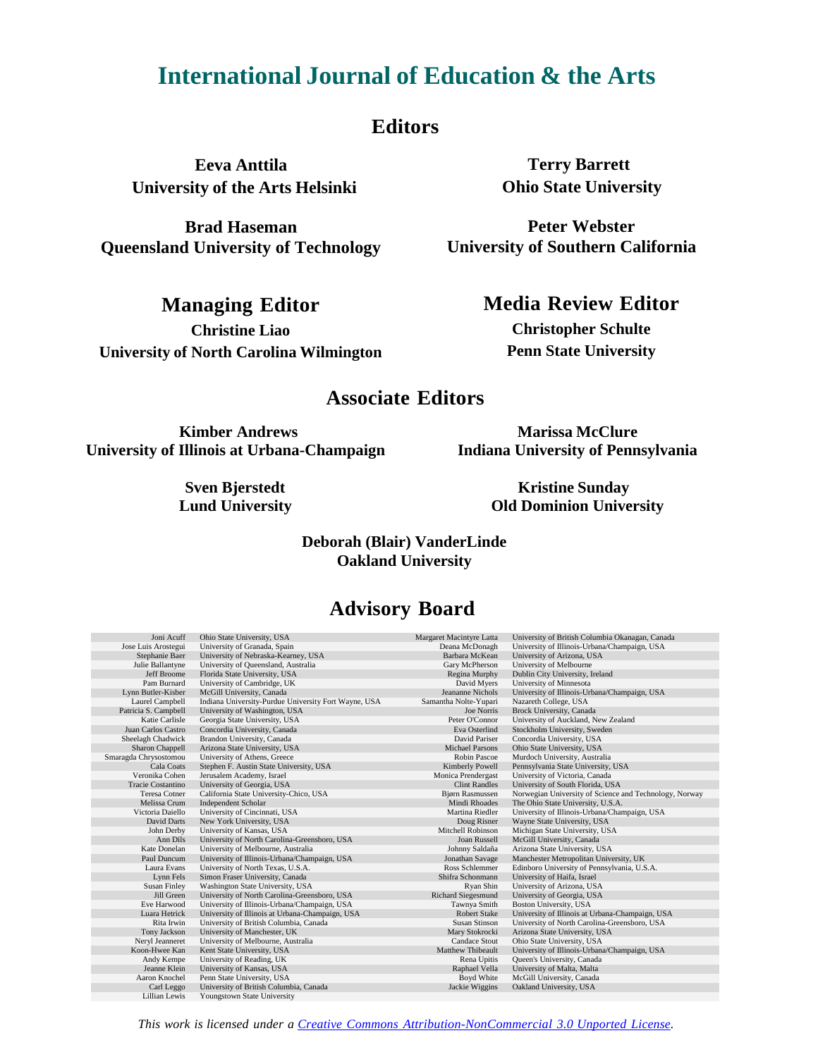# International Journal of Education & the Arts

## Editors

**Eeva Anttila**
**University of the Arts Helsinki**

**Terry Barrett**
**Ohio State University**

**Brad Haseman**
**Queensland University of Technology**

**Peter Webster**
**University of Southern California**

## Managing Editor

**Christine Liao**
**University of North Carolina Wilmington**

## Media Review Editor

**Christopher Schulte**
**Penn State University**

## Associate Editors

**Kimber Andrews**
**University of Illinois at Urbana-Champaign**

**Marissa McClure**
**Indiana University of Pennsylvania**

**Sven Bjerstedt**
**Lund University**

**Kristine Sunday**
**Old Dominion University**

**Deborah (Blair) VanderLinde**
**Oakland University**

## Advisory Board

| | | | |
|---|---|---|---|
| Joni Acuff | Ohio State University, USA | Margaret Macintyre Latta | University of British Columbia Okanagan, Canada |
| Jose Luis Arostegui | University of Granada, Spain | Deana McDonagh | University of Illinois-Urbana/Champaign, USA |
| Stephanie Baer | University of Nebraska-Kearney, USA | Barbara McKean | University of Arizona, USA |
| Julie Ballantyne | University of Queensland, Australia | Gary McPherson | University of Melbourne |
| Jeff Broome | Florida State University, USA | Regina Murphy | Dublin City University, Ireland |
| Pam Burnard | University of Cambridge, UK | David Myers | University of Minnesota |
| Lynn Butler-Kisber | McGill University, Canada | Jeananne Nichols | University of Illinois-Urbana/Champaign, USA |
| Laurel Campbell | Indiana University-Purdue University Fort Wayne, USA | Samantha Nolte-Yupari | Nazareth College, USA |
| Patricia S. Campbell | University of Washington, USA | Joe Norris | Brock University, Canada |
| Katie Carlisle | Georgia State University, USA | Peter O'Connor | University of Auckland, New Zealand |
| Juan Carlos Castro | Concordia University, Canada | Eva Osterlind | Stockholm University, Sweden |
| Sheelagh Chadwick | Brandon University, Canada | David Pariser | Concordia University, USA |
| Sharon Chappell | Arizona State University, USA | Michael Parsons | Ohio State University, USA |
| Smaragda Chrysostomou | University of Athens, Greece | Robin Pascoe | Murdoch University, Australia |
| Cala Coats | Stephen F. Austin State University, USA | Kimberly Powell | Pennsylvania State University, USA |
| Veronika Cohen | Jerusalem Academy, Israel | Monica Prendergast | University of Victoria, Canada |
| Tracie Costantino | University of Georgia, USA | Clint Randles | University of South Florida, USA |
| Teresa Cotner | California State University-Chico, USA | Bjørn Rasmussen | Norwegian University of Science and Technology, Norway |
| Melissa Crum | Independent Scholar | Mindi Rhoades | The Ohio State University, U.S.A. |
| Victoria Daiello | University of Cincinnati, USA | Martina Riedler | University of Illinois-Urbana/Champaign, USA |
| David Darts | New York University, USA | Doug Risner | Wayne State University, USA |
| John Derby | University of Kansas, USA | Mitchell Robinson | Michigan State University, USA |
| Ann Dils | University of North Carolina-Greensboro, USA | Joan Russell | McGill University, Canada |
| Kate Donelan | University of Melbourne, Australia | Johnny Saldaña | Arizona State University, USA |
| Paul Duncum | University of Illinois-Urbana/Champaign, USA | Jonathan Savage | Manchester Metropolitan University, UK |
| Laura Evans | University of North Texas, U.S.A. | Ross Schlemmer | Edinboro University of Pennsylvania, U.S.A. |
| Lynn Fels | Simon Fraser University, Canada | Shifra Schonmann | University of Haifa, Israel |
| Susan Finley | Washington State University, USA | Ryan Shin | University of Arizona, USA |
| Jill Green | University of North Carolina-Greensboro, USA | Richard Siegesmund | University of Georgia, USA |
| Eve Harwood | University of Illinois-Urbana/Champaign, USA | Tawnya Smith | Boston University, USA |
| Luara Hetrick | University of Illinois at Urbana-Champaign, USA | Robert Stake | University of Illinois at Urbana-Champaign, USA |
| Rita Irwin | University of British Columbia, Canada | Susan Stinson | University of North Carolina-Greensboro, USA |
| Tony Jackson | University of Manchester, UK | Mary Stokrocki | Arizona State University, USA |
| Neryl Jeanneret | University of Melbourne, Australia | Candace Stout | Ohio State University, USA |
| Koon-Hwee Kan | Kent State University, USA | Matthew Thibeault | University of Illinois-Urbana/Champaign, USA |
| Andy Kempe | University of Reading, UK | Rena Upitis | Queen's University, Canada |
| Jeanne Klein | University of Kansas, USA | Raphael Vella | University of Malta, Malta |
| Aaron Knochel | Penn State University, USA | Boyd White | McGill University, Canada |
| Carl Leggo | University of British Columbia, Canada | Jackie Wiggins | Oakland University, USA |
| Lillian Lewis | Youngstown State University | | |

*This work is licensed under a [Creative Commons Attribution-NonCommercial 3.0 Unported License](http://creativecommons.org/licenses/by-nc/3.0/).*